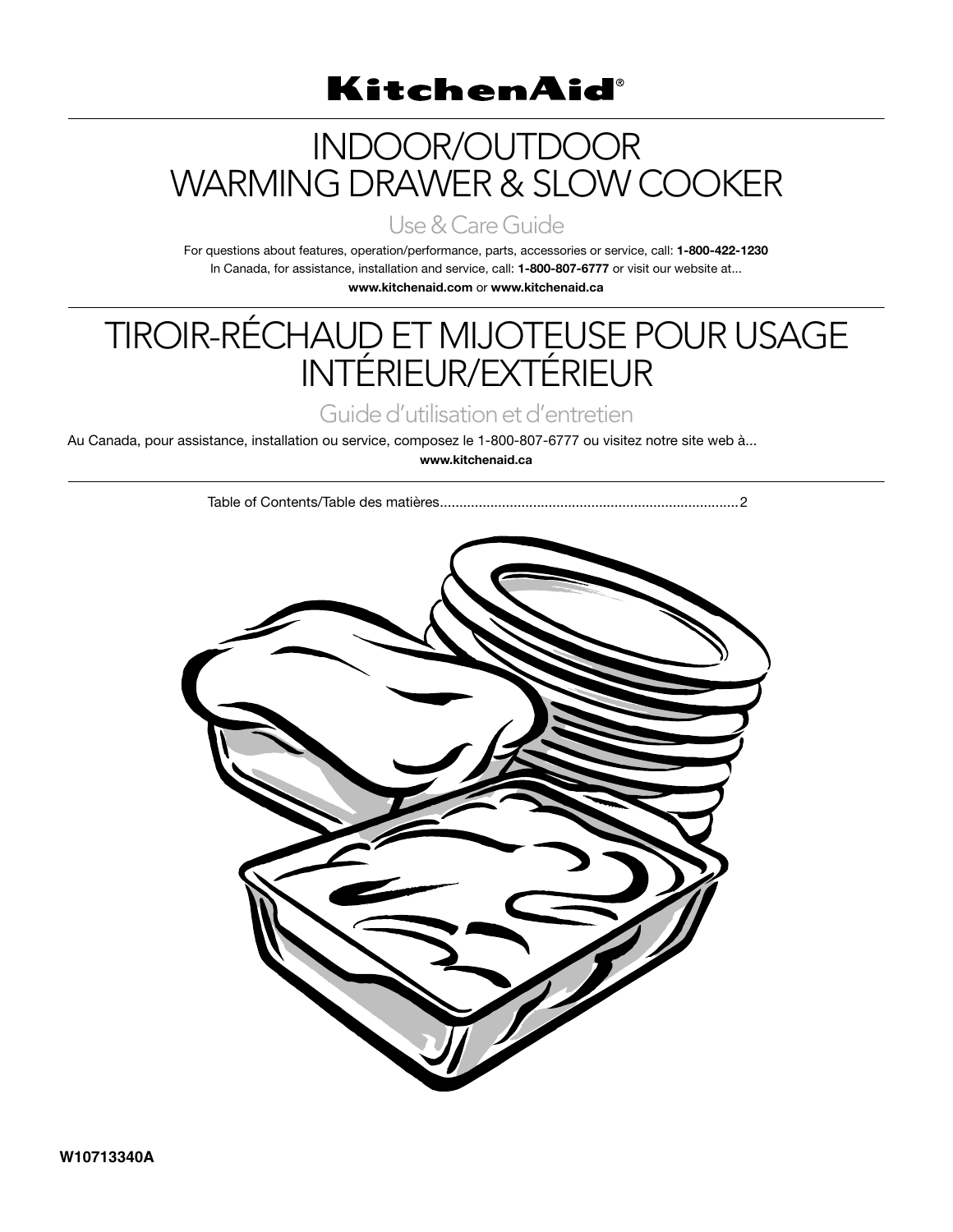# KitchenAid®

# INDOOR/OUTDOOR WARMING DRAWER & SLOW COOKER

## Use & Care Guide

For questions about features, operation/performance, parts, accessories or service, call: **1-800-422-1230**

In Canada, for assistance, installation and service, call: **1-800-807-6777** or visit our website at...

**www.kitchenaid.com** or **www.kitchenaid.ca**

# TIROIR-RÉCHAUD ET MIJOTEUSE POUR USAGE INTÉRIEUR/EXTÉRIEUR

## Guide d'utilisation et d'entretien

Au Canada, pour assistance, installation ou service, composez le 1-800-807-6777 ou visitez notre site web à...

**www.kitchenaid.ca**

Table of Contents/Table des matières..............................................................................2

**W10713340A**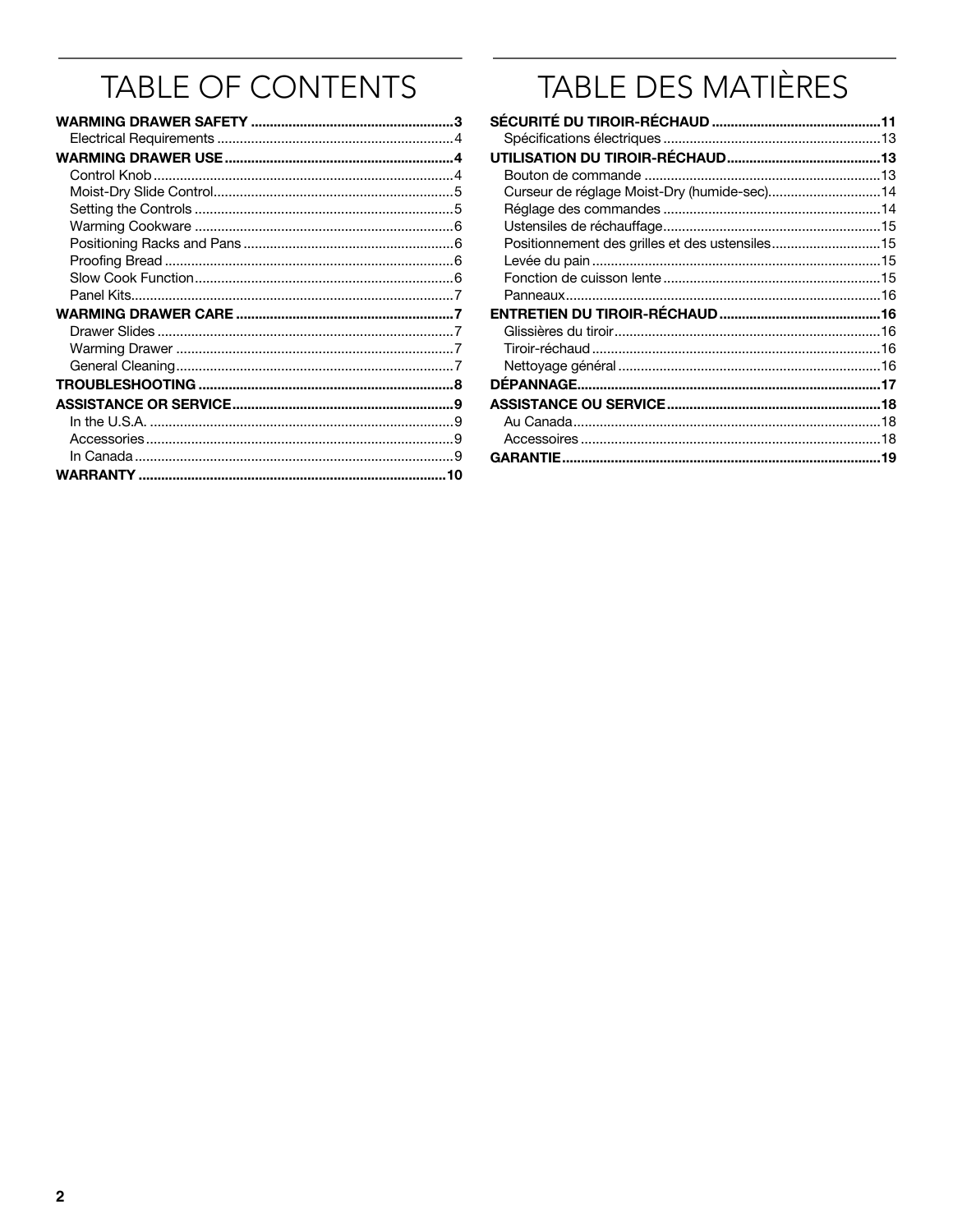# TABLE OF CONTENTS

**WARMING DRAWER SAFETY ..................................................3**
- Electrical Requirements ..................................................4

**WARMING DRAWER USE ..................................................4**
- Control Knob ..................................................4
- Moist-Dry Slide Control ..................................................5
- Setting the Controls ..................................................5
- Warming Cookware ..................................................6
- Positioning Racks and Pans ..................................................6
- Proofing Bread ..................................................6
- Slow Cook Function ..................................................6
- Panel Kits ..................................................7

**WARMING DRAWER CARE ..................................................7**
- Drawer Slides ..................................................7
- Warming Drawer ..................................................7
- General Cleaning ..................................................7

**TROUBLESHOOTING ..................................................8**

**ASSISTANCE OR SERVICE ..................................................9**
- In the U.S.A. ..................................................9
- Accessories ..................................................9
- In Canada ..................................................9

**WARRANTY ..................................................10**

# TABLE DES MATIÈRES

**SÉCURITÉ DU TIROIR-RÉCHAUD ..................................................11**
- Spécifications électriques ..................................................13

**UTILISATION DU TIROIR-RÉCHAUD ..................................................13**
- Bouton de commande ..................................................13
- Curseur de réglage Moist-Dry (humide-sec) ..................................................14
- Réglage des commandes ..................................................14
- Ustensiles de réchauffage ..................................................15
- Positionnement des grilles et des ustensiles ..................................................15
- Levée du pain ..................................................15
- Fonction de cuisson lente ..................................................15
- Panneaux ..................................................16

**ENTRETIEN DU TIROIR-RÉCHAUD ..................................................16**
- Glissières du tiroir ..................................................16
- Tiroir-réchaud ..................................................16
- Nettoyage général ..................................................16

**DÉPANNAGE ..................................................17**

**ASSISTANCE OU SERVICE ..................................................18**
- Au Canada ..................................................18
- Accessoires ..................................................18

**GARANTIE ..................................................19**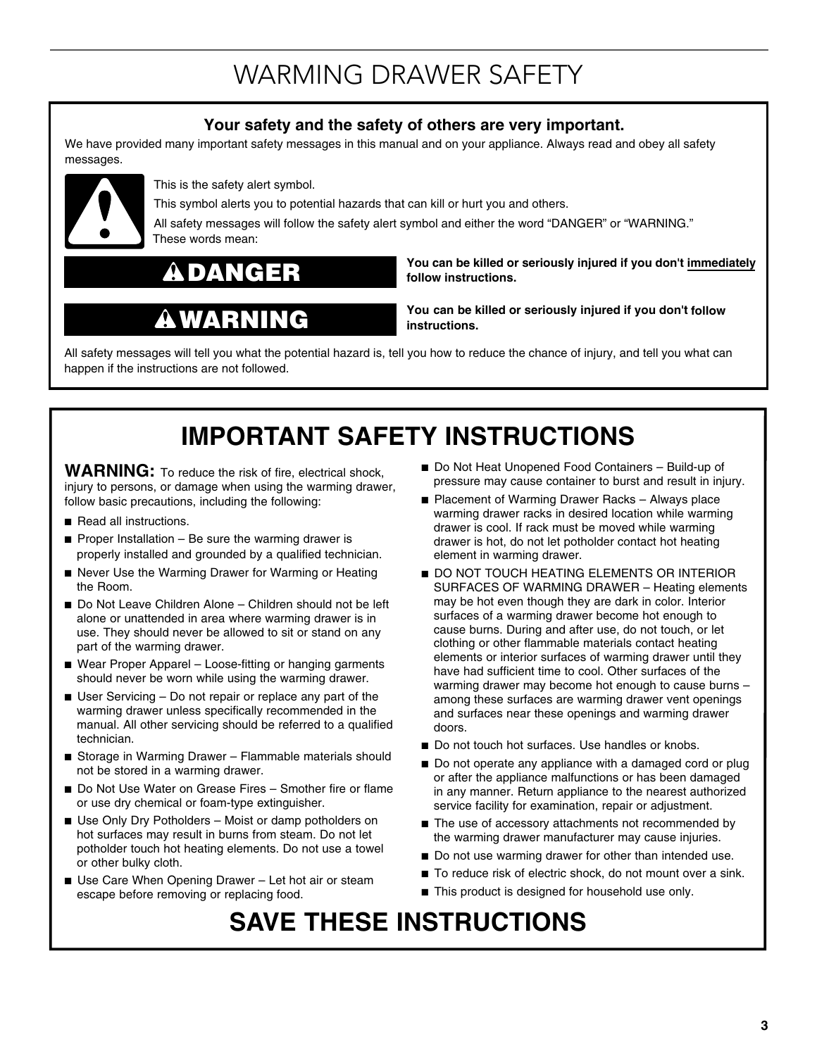# WARMING DRAWER SAFETY

**Your safety and the safety of others are very important.**

We have provided many important safety messages in this manual and on your appliance. Always read and obey all safety messages.

This is the safety alert symbol.

This symbol alerts you to potential hazards that can kill or hurt you and others.

All safety messages will follow the safety alert symbol and either the word "DANGER" or "WARNING." These words mean:

**DANGER** — **You can be killed or seriously injured if you don't immediately follow instructions.**

**WARNING** — **You can be killed or seriously injured if you don't follow instructions.**

All safety messages will tell you what the potential hazard is, tell you how to reduce the chance of injury, and tell you what can happen if the instructions are not followed.

## IMPORTANT SAFETY INSTRUCTIONS

**WARNING:** To reduce the risk of fire, electrical shock, injury to persons, or damage when using the warming drawer, follow basic precautions, including the following:

- Read all instructions.
- Proper Installation – Be sure the warming drawer is properly installed and grounded by a qualified technician.
- Never Use the Warming Drawer for Warming or Heating the Room.
- Do Not Leave Children Alone – Children should not be left alone or unattended in area where warming drawer is in use. They should never be allowed to sit or stand on any part of the warming drawer.
- Wear Proper Apparel – Loose-fitting or hanging garments should never be worn while using the warming drawer.
- User Servicing – Do not repair or replace any part of the warming drawer unless specifically recommended in the manual. All other servicing should be referred to a qualified technician.
- Storage in Warming Drawer – Flammable materials should not be stored in a warming drawer.
- Do Not Use Water on Grease Fires – Smother fire or flame or use dry chemical or foam-type extinguisher.
- Use Only Dry Potholders – Moist or damp potholders on hot surfaces may result in burns from steam. Do not let potholder touch hot heating elements. Do not use a towel or other bulky cloth.
- Use Care When Opening Drawer – Let hot air or steam escape before removing or replacing food.
- Do Not Heat Unopened Food Containers – Build-up of pressure may cause container to burst and result in injury.
- Placement of Warming Drawer Racks – Always place warming drawer racks in desired location while warming drawer is cool. If rack must be moved while warming drawer is hot, do not let potholder contact hot heating element in warming drawer.
- DO NOT TOUCH HEATING ELEMENTS OR INTERIOR SURFACES OF WARMING DRAWER – Heating elements may be hot even though they are dark in color. Interior surfaces of a warming drawer become hot enough to cause burns. During and after use, do not touch, or let clothing or other flammable materials contact heating elements or interior surfaces of warming drawer until they have had sufficient time to cool. Other surfaces of the warming drawer may become hot enough to cause burns – among these surfaces are warming drawer vent openings and surfaces near these openings and warming drawer doors.
- Do not touch hot surfaces. Use handles or knobs.
- Do not operate any appliance with a damaged cord or plug or after the appliance malfunctions or has been damaged in any manner. Return appliance to the nearest authorized service facility for examination, repair or adjustment.
- The use of accessory attachments not recommended by the warming drawer manufacturer may cause injuries.
- Do not use warming drawer for other than intended use.
- To reduce risk of electric shock, do not mount over a sink.
- This product is designed for household use only.

## SAVE THESE INSTRUCTIONS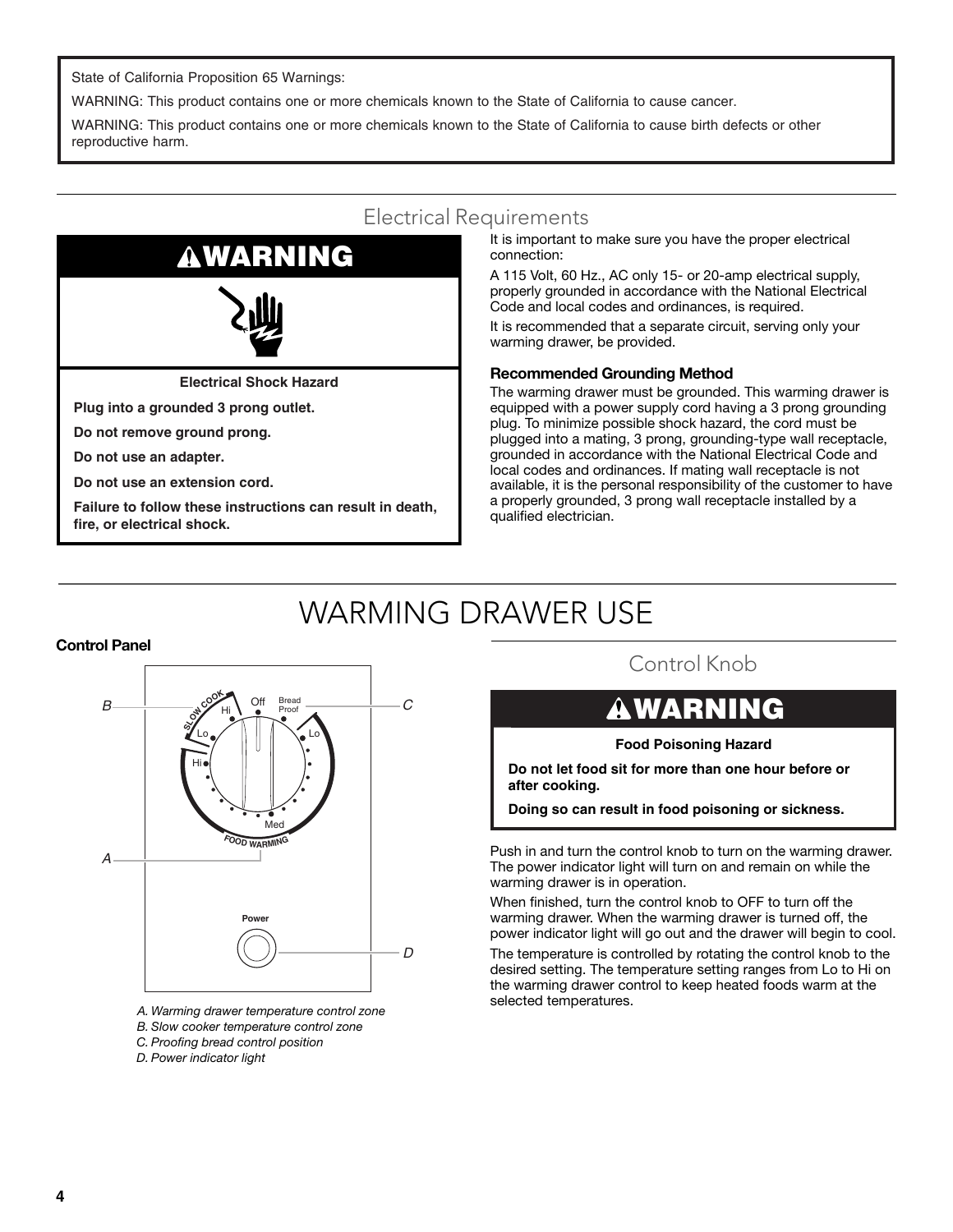State of California Proposition 65 Warnings:

WARNING: This product contains one or more chemicals known to the State of California to cause cancer.

WARNING: This product contains one or more chemicals known to the State of California to cause birth defects or other reproductive harm.

## Electrical Requirements

**WARNING**

**Electrical Shock Hazard**

**Plug into a grounded 3 prong outlet.**

**Do not remove ground prong.**

**Do not use an adapter.**

**Do not use an extension cord.**

**Failure to follow these instructions can result in death, fire, or electrical shock.**

It is important to make sure you have the proper electrical connection:

A 115 Volt, 60 Hz., AC only 15- or 20-amp electrical supply, properly grounded in accordance with the National Electrical Code and local codes and ordinances, is required.

It is recommended that a separate circuit, serving only your warming drawer, be provided.

### Recommended Grounding Method

The warming drawer must be grounded. This warming drawer is equipped with a power supply cord having a 3 prong grounding plug. To minimize possible shock hazard, the cord must be plugged into a mating, 3 prong, grounding-type wall receptacle, grounded in accordance with the National Electrical Code and local codes and ordinances. If mating wall receptacle is not available, it is the personal responsibility of the customer to have a properly grounded, 3 prong wall receptacle installed by a qualified electrician.

# WARMING DRAWER USE

### Control Panel

SLOW COOK
Hi
Lo
Off
Bread Proof
Lo
Hi
Med
FOOD WARMING
Power
A
B
C
D

*A. Warming drawer temperature control zone*
*B. Slow cooker temperature control zone*
*C. Proofing bread control position*
*D. Power indicator light*

## Control Knob

**WARNING**

**Food Poisoning Hazard**

**Do not let food sit for more than one hour before or after cooking.**

**Doing so can result in food poisoning or sickness.**

Push in and turn the control knob to turn on the warming drawer. The power indicator light will turn on and remain on while the warming drawer is in operation.

When finished, turn the control knob to OFF to turn off the warming drawer. When the warming drawer is turned off, the power indicator light will go out and the drawer will begin to cool.

The temperature is controlled by rotating the control knob to the desired setting. The temperature setting ranges from Lo to Hi on the warming drawer control to keep heated foods warm at the selected temperatures.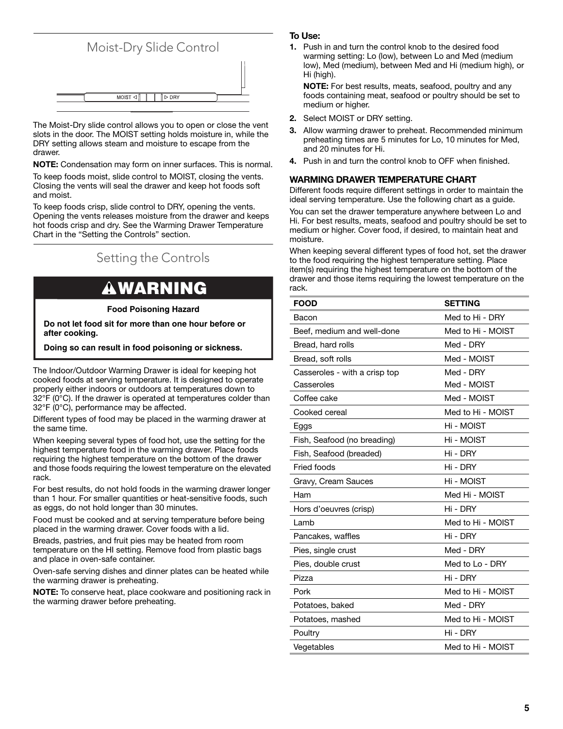## Moist-Dry Slide Control

MOIST ◁ ▷ DRY

The Moist-Dry slide control allows you to open or close the vent slots in the door. The MOIST setting holds moisture in, while the DRY setting allows steam and moisture to escape from the drawer.

**NOTE:** Condensation may form on inner surfaces. This is normal.

To keep foods moist, slide control to MOIST, closing the vents. Closing the vents will seal the drawer and keep hot foods soft and moist.

To keep foods crisp, slide control to DRY, opening the vents. Opening the vents releases moisture from the drawer and keeps hot foods crisp and dry. See the Warming Drawer Temperature Chart in the "Setting the Controls" section.

## Setting the Controls

**⚠WARNING**

**Food Poisoning Hazard**

**Do not let food sit for more than one hour before or after cooking.**

**Doing so can result in food poisoning or sickness.**

The Indoor/Outdoor Warming Drawer is ideal for keeping hot cooked foods at serving temperature. It is designed to operate properly either indoors or outdoors at temperatures down to 32°F (0°C). If the drawer is operated at temperatures colder than 32°F (0°C), performance may be affected.

Different types of food may be placed in the warming drawer at the same time.

When keeping several types of food hot, use the setting for the highest temperature food in the warming drawer. Place foods requiring the highest temperature on the bottom of the drawer and those foods requiring the lowest temperature on the elevated rack.

For best results, do not hold foods in the warming drawer longer than 1 hour. For smaller quantities or heat-sensitive foods, such as eggs, do not hold longer than 30 minutes.

Food must be cooked and at serving temperature before being placed in the warming drawer. Cover foods with a lid.

Breads, pastries, and fruit pies may be heated from room temperature on the HI setting. Remove food from plastic bags and place in oven-safe container.

Oven-safe serving dishes and dinner plates can be heated while the warming drawer is preheating.

**NOTE:** To conserve heat, place cookware and positioning rack in the warming drawer before preheating.

**To Use:**

1. Push in and turn the control knob to the desired food warming setting: Lo (low), between Lo and Med (medium low), Med (medium), between Med and Hi (medium high), or Hi (high).

   **NOTE:** For best results, meats, seafood, poultry and any foods containing meat, seafood or poultry should be set to medium or higher.

2. Select MOIST or DRY setting.
3. Allow warming drawer to preheat. Recommended minimum preheating times are 5 minutes for Lo, 10 minutes for Med, and 20 minutes for Hi.
4. Push in and turn the control knob to OFF when finished.

### WARMING DRAWER TEMPERATURE CHART

Different foods require different settings in order to maintain the ideal serving temperature. Use the following chart as a guide.

You can set the drawer temperature anywhere between Lo and Hi. For best results, meats, seafood and poultry should be set to medium or higher. Cover food, if desired, to maintain heat and moisture.

When keeping several different types of food hot, set the drawer to the food requiring the highest temperature setting. Place item(s) requiring the highest temperature on the bottom of the drawer and those items requiring the lowest temperature on the rack.

| FOOD | SETTING |
|---|---|
| Bacon | Med to Hi - DRY |
| Beef, medium and well-done | Med to Hi - MOIST |
| Bread, hard rolls | Med - DRY |
| Bread, soft rolls | Med - MOIST |
| Casseroles - with a crisp top | Med - DRY |
| Casseroles | Med - MOIST |
| Coffee cake | Med - MOIST |
| Cooked cereal | Med to Hi - MOIST |
| Eggs | Hi - MOIST |
| Fish, Seafood (no breading) | Hi - MOIST |
| Fish, Seafood (breaded) | Hi - DRY |
| Fried foods | Hi - DRY |
| Gravy, Cream Sauces | Hi - MOIST |
| Ham | Med Hi - MOIST |
| Hors d'oeuvres (crisp) | Hi - DRY |
| Lamb | Med to Hi - MOIST |
| Pancakes, waffles | Hi - DRY |
| Pies, single crust | Med - DRY |
| Pies, double crust | Med to Lo - DRY |
| Pizza | Hi - DRY |
| Pork | Med to Hi - MOIST |
| Potatoes, baked | Med - DRY |
| Potatoes, mashed | Med to Hi - MOIST |
| Poultry | Hi - DRY |
| Vegetables | Med to Hi - MOIST |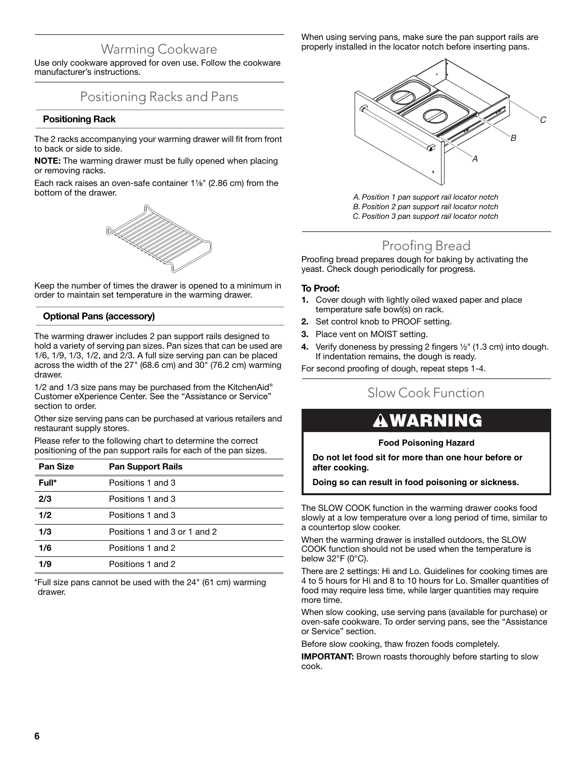## Warming Cookware

Use only cookware approved for oven use. Follow the cookware manufacturer's instructions.

## Positioning Racks and Pans

### Positioning Rack

The 2 racks accompanying your warming drawer will fit from front to back or side to side.

**NOTE:** The warming drawer must be fully opened when placing or removing racks.

Each rack raises an oven-safe container 1⅛" (2.86 cm) from the bottom of the drawer.

Keep the number of times the drawer is opened to a minimum in order to maintain set temperature in the warming drawer.

### Optional Pans (accessory)

The warming drawer includes 2 pan support rails designed to hold a variety of serving pan sizes. Pan sizes that can be used are 1/6, 1/9, 1/3, 1/2, and 2/3. A full size serving pan can be placed across the width of the 27" (68.6 cm) and 30" (76.2 cm) warming drawer.

1/2 and 1/3 size pans may be purchased from the KitchenAid® Customer eXperience Center. See the "Assistance or Service" section to order.

Other size serving pans can be purchased at various retailers and restaurant supply stores.

Please refer to the following chart to determine the correct positioning of the pan support rails for each of the pan sizes.

| Pan Size | Pan Support Rails |
|---|---|
| **Full*** | Positions 1 and 3 |
| **2/3** | Positions 1 and 3 |
| **1/2** | Positions 1 and 3 |
| **1/3** | Positions 1 and 3 or 1 and 2 |
| **1/6** | Positions 1 and 2 |
| **1/9** | Positions 1 and 2 |

*Full size pans cannot be used with the 24" (61 cm) warming drawer.

When using serving pans, make sure the pan support rails are properly installed in the locator notch before inserting pans.

*A. Position 1 pan support rail locator notch*
*B. Position 2 pan support rail locator notch*
*C. Position 3 pan support rail locator notch*

## Proofing Bread

Proofing bread prepares dough for baking by activating the yeast. Check dough periodically for progress.

**To Proof:**

1. Cover dough with lightly oiled waxed paper and place temperature safe bowl(s) on rack.
2. Set control knob to PROOF setting.
3. Place vent on MOIST setting.
4. Verify doneness by pressing 2 fingers ½" (1.3 cm) into dough. If indentation remains, the dough is ready.

For second proofing of dough, repeat steps 1-4.

## Slow Cook Function

**WARNING**

**Food Poisoning Hazard**

**Do not let food sit for more than one hour before or after cooking.**

**Doing so can result in food poisoning or sickness.**

The SLOW COOK function in the warming drawer cooks food slowly at a low temperature over a long period of time, similar to a countertop slow cooker.

When the warming drawer is installed outdoors, the SLOW COOK function should not be used when the temperature is below 32°F (0°C).

There are 2 settings: Hi and Lo. Guidelines for cooking times are 4 to 5 hours for Hi and 8 to 10 hours for Lo. Smaller quantities of food may require less time, while larger quantities may require more time.

When slow cooking, use serving pans (available for purchase) or oven-safe cookware. To order serving pans, see the "Assistance or Service" section.

Before slow cooking, thaw frozen foods completely.

**IMPORTANT:** Brown roasts thoroughly before starting to slow cook.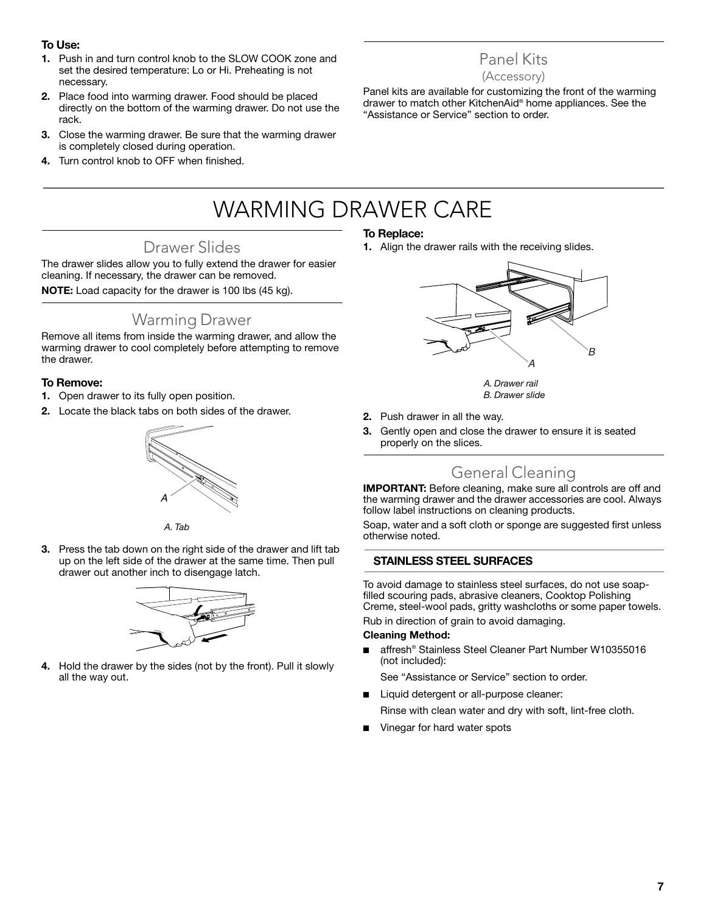**To Use:**

1. Push in and turn control knob to the SLOW COOK zone and set the desired temperature: Lo or Hi. Preheating is not necessary.
2. Place food into warming drawer. Food should be placed directly on the bottom of the warming drawer. Do not use the rack.
3. Close the warming drawer. Be sure that the warming drawer is completely closed during operation.
4. Turn control knob to OFF when finished.

## Panel Kits

(Accessory)

Panel kits are available for customizing the front of the warming drawer to match other KitchenAid® home appliances. See the "Assistance or Service" section to order.

# WARMING DRAWER CARE

## Drawer Slides

The drawer slides allow you to fully extend the drawer for easier cleaning. If necessary, the drawer can be removed.

**NOTE:** Load capacity for the drawer is 100 lbs (45 kg).

## Warming Drawer

Remove all items from inside the warming drawer, and allow the warming drawer to cool completely before attempting to remove the drawer.

**To Remove:**

1. Open drawer to its fully open position.
2. Locate the black tabs on both sides of the drawer.

*A. Tab*

3. Press the tab down on the right side of the drawer and lift tab up on the left side of the drawer at the same time. Then pull drawer out another inch to disengage latch.
4. Hold the drawer by the sides (not by the front). Pull it slowly all the way out.

**To Replace:**

1. Align the drawer rails with the receiving slides.

*A. Drawer rail*
*B. Drawer slide*

2. Push drawer in all the way.
3. Gently open and close the drawer to ensure it is seated properly on the slices.

## General Cleaning

**IMPORTANT:** Before cleaning, make sure all controls are off and the warming drawer and the drawer accessories are cool. Always follow label instructions on cleaning products.

Soap, water and a soft cloth or sponge are suggested first unless otherwise noted.

### STAINLESS STEEL SURFACES

To avoid damage to stainless steel surfaces, do not use soap-filled scouring pads, abrasive cleaners, Cooktop Polishing Creme, steel-wool pads, gritty washcloths or some paper towels.

Rub in direction of grain to avoid damaging.

**Cleaning Method:**

- affresh® Stainless Steel Cleaner Part Number W10355016 (not included):

  See "Assistance or Service" section to order.

- Liquid detergent or all-purpose cleaner:

  Rinse with clean water and dry with soft, lint-free cloth.

- Vinegar for hard water spots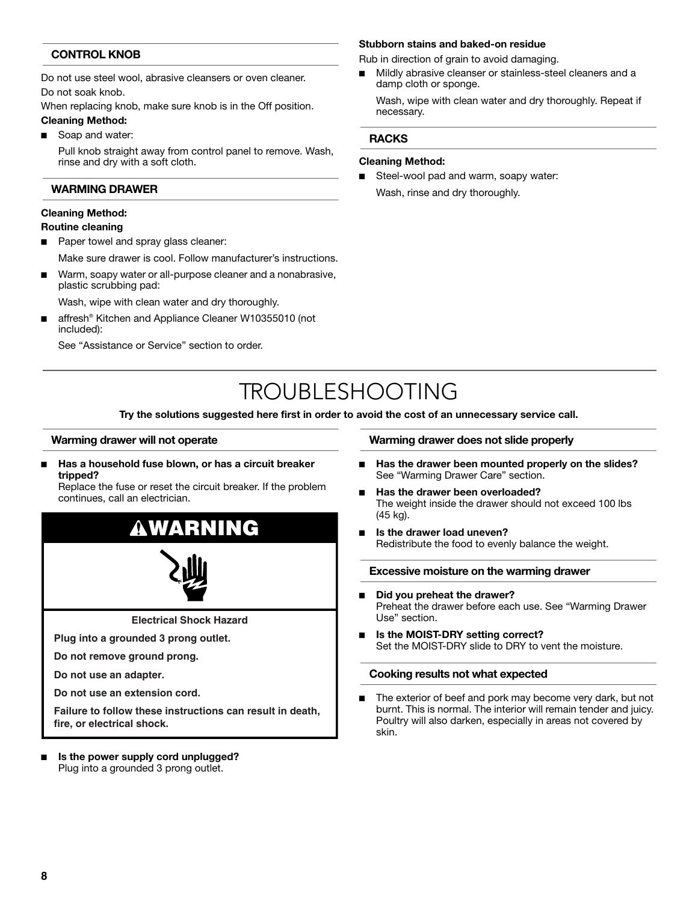### CONTROL KNOB

Do not use steel wool, abrasive cleansers or oven cleaner.

Do not soak knob.

When replacing knob, make sure knob is in the Off position.

**Cleaning Method:**

- Soap and water:

  Pull knob straight away from control panel to remove. Wash, rinse and dry with a soft cloth.

### WARMING DRAWER

**Cleaning Method:**

**Routine cleaning**

- Paper towel and spray glass cleaner:

  Make sure drawer is cool. Follow manufacturer's instructions.

- Warm, soapy water or all-purpose cleaner and a nonabrasive, plastic scrubbing pad:

  Wash, wipe with clean water and dry thoroughly.

- affresh® Kitchen and Appliance Cleaner W10355010 (not included):

  See "Assistance or Service" section to order.

**Stubborn stains and baked-on residue**

Rub in direction of grain to avoid damaging.

- Mildly abrasive cleanser or stainless-steel cleaners and a damp cloth or sponge.

  Wash, wipe with clean water and dry thoroughly. Repeat if necessary.

### RACKS

**Cleaning Method:**

- Steel-wool pad and warm, soapy water:

  Wash, rinse and dry thoroughly.

# TROUBLESHOOTING

**Try the solutions suggested here first in order to avoid the cost of an unnecessary service call.**

### Warming drawer will not operate

- **Has a household fuse blown, or has a circuit breaker tripped?**
  Replace the fuse or reset the circuit breaker. If the problem continues, call an electrician.

**⚠WARNING**

**Electrical Shock Hazard**

**Plug into a grounded 3 prong outlet.**

**Do not remove ground prong.**

**Do not use an adapter.**

**Do not use an extension cord.**

**Failure to follow these instructions can result in death, fire, or electrical shock.**

- **Is the power supply cord unplugged?**
  Plug into a grounded 3 prong outlet.

### Warming drawer does not slide properly

- **Has the drawer been mounted properly on the slides?**
  See "Warming Drawer Care" section.
- **Has the drawer been overloaded?**
  The weight inside the drawer should not exceed 100 lbs (45 kg).
- **Is the drawer load uneven?**
  Redistribute the food to evenly balance the weight.

### Excessive moisture on the warming drawer

- **Did you preheat the drawer?**
  Preheat the drawer before each use. See "Warming Drawer Use" section.
- **Is the MOIST-DRY setting correct?**
  Set the MOIST-DRY slide to DRY to vent the moisture.

### Cooking results not what expected

- The exterior of beef and pork may become very dark, but not burnt. This is normal. The interior will remain tender and juicy. Poultry will also darken, especially in areas not covered by skin.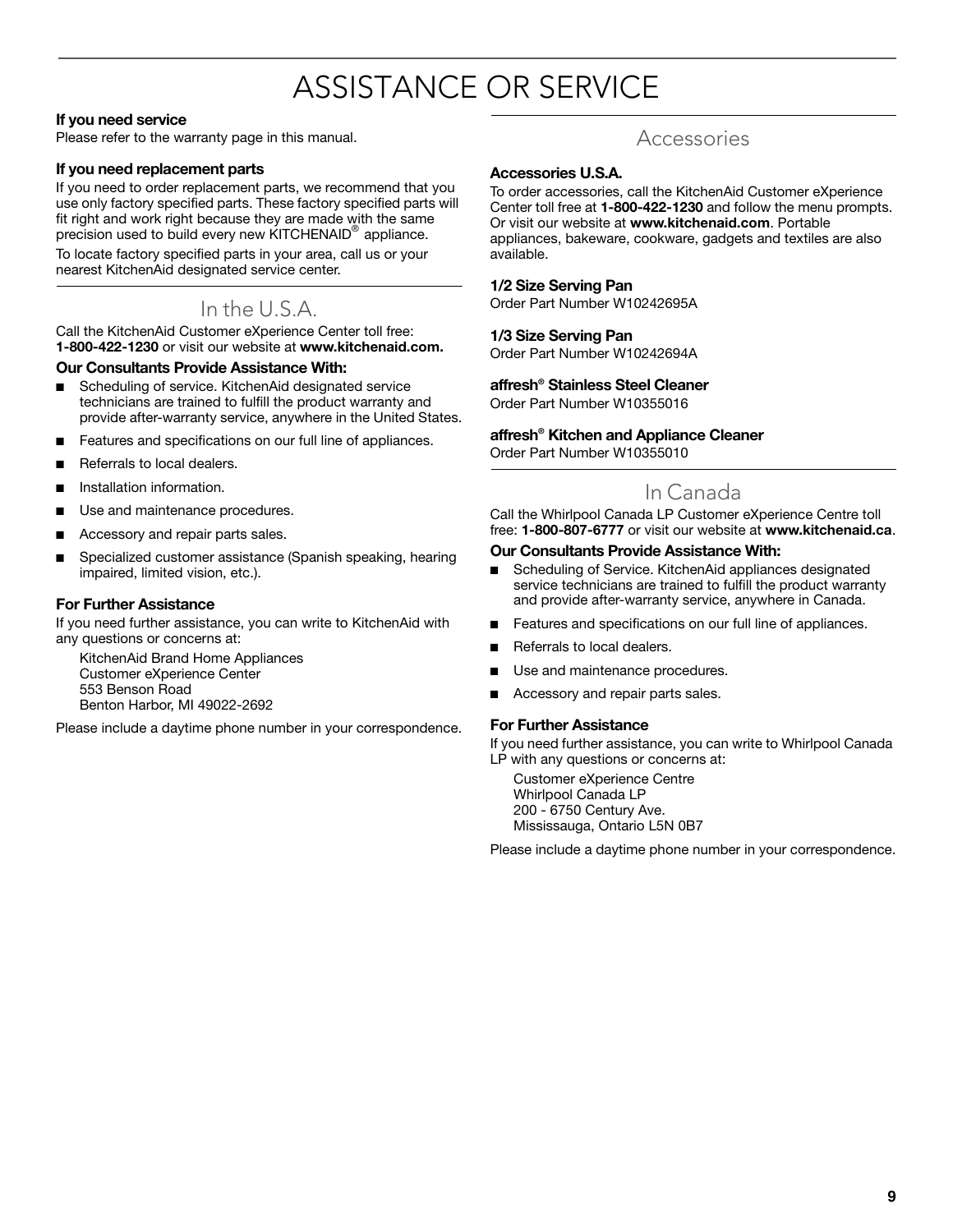# ASSISTANCE OR SERVICE

**If you need service**

Please refer to the warranty page in this manual.

**If you need replacement parts**

If you need to order replacement parts, we recommend that you use only factory specified parts. These factory specified parts will fit right and work right because they are made with the same precision used to build every new KITCHENAID® appliance.

To locate factory specified parts in your area, call us or your nearest KitchenAid designated service center.

## In the U.S.A.

Call the KitchenAid Customer eXperience Center toll free: **1-800-422-1230** or visit our website at **www.kitchenaid.com.**

**Our Consultants Provide Assistance With:**

- Scheduling of service. KitchenAid designated service technicians are trained to fulfill the product warranty and provide after-warranty service, anywhere in the United States.
- Features and specifications on our full line of appliances.
- Referrals to local dealers.
- Installation information.
- Use and maintenance procedures.
- Accessory and repair parts sales.
- Specialized customer assistance (Spanish speaking, hearing impaired, limited vision, etc.).

**For Further Assistance**

If you need further assistance, you can write to KitchenAid with any questions or concerns at:

KitchenAid Brand Home Appliances
Customer eXperience Center
553 Benson Road
Benton Harbor, MI 49022-2692

Please include a daytime phone number in your correspondence.

## Accessories

**Accessories U.S.A.**

To order accessories, call the KitchenAid Customer eXperience Center toll free at **1-800-422-1230** and follow the menu prompts. Or visit our website at **www.kitchenaid.com**. Portable appliances, bakeware, cookware, gadgets and textiles are also available.

**1/2 Size Serving Pan**

Order Part Number W10242695A

**1/3 Size Serving Pan**

Order Part Number W10242694A

**affresh® Stainless Steel Cleaner**

Order Part Number W10355016

**affresh® Kitchen and Appliance Cleaner**

Order Part Number W10355010

## In Canada

Call the Whirlpool Canada LP Customer eXperience Centre toll free: **1-800-807-6777** or visit our website at **www.kitchenaid.ca**.

**Our Consultants Provide Assistance With:**

- Scheduling of Service. KitchenAid appliances designated service technicians are trained to fulfill the product warranty and provide after-warranty service, anywhere in Canada.
- Features and specifications on our full line of appliances.
- Referrals to local dealers.
- Use and maintenance procedures.
- Accessory and repair parts sales.

**For Further Assistance**

If you need further assistance, you can write to Whirlpool Canada LP with any questions or concerns at:

Customer eXperience Centre
Whirlpool Canada LP
200 - 6750 Century Ave.
Mississauga, Ontario L5N 0B7

Please include a daytime phone number in your correspondence.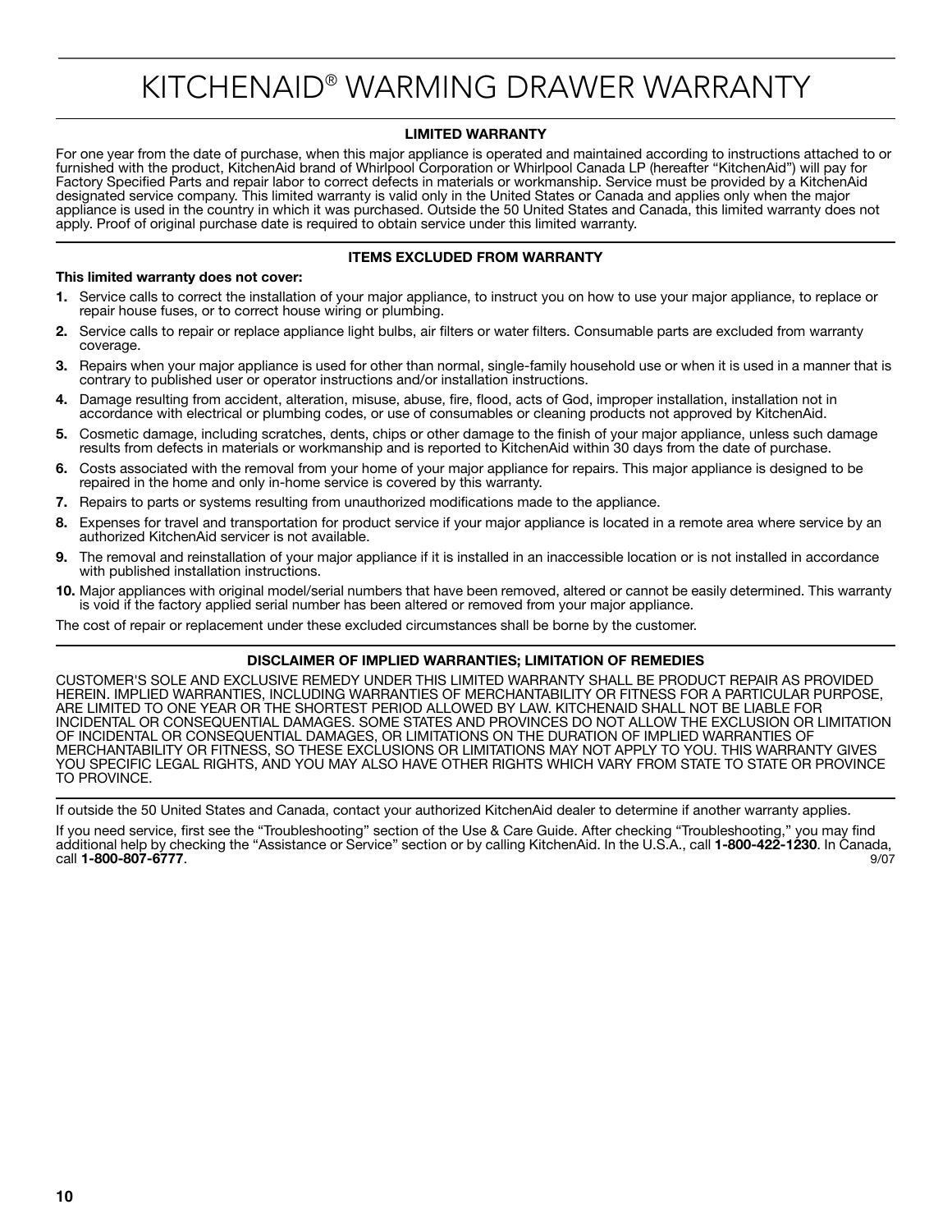# KITCHENAID® WARMING DRAWER WARRANTY

## LIMITED WARRANTY

For one year from the date of purchase, when this major appliance is operated and maintained according to instructions attached to or furnished with the product, KitchenAid brand of Whirlpool Corporation or Whirlpool Canada LP (hereafter "KitchenAid") will pay for Factory Specified Parts and repair labor to correct defects in materials or workmanship. Service must be provided by a KitchenAid designated service company. This limited warranty is valid only in the United States or Canada and applies only when the major appliance is used in the country in which it was purchased. Outside the 50 United States and Canada, this limited warranty does not apply. Proof of original purchase date is required to obtain service under this limited warranty.

## ITEMS EXCLUDED FROM WARRANTY

**This limited warranty does not cover:**

1. Service calls to correct the installation of your major appliance, to instruct you on how to use your major appliance, to replace or repair house fuses, or to correct house wiring or plumbing.
2. Service calls to repair or replace appliance light bulbs, air filters or water filters. Consumable parts are excluded from warranty coverage.
3. Repairs when your major appliance is used for other than normal, single-family household use or when it is used in a manner that is contrary to published user or operator instructions and/or installation instructions.
4. Damage resulting from accident, alteration, misuse, abuse, fire, flood, acts of God, improper installation, installation not in accordance with electrical or plumbing codes, or use of consumables or cleaning products not approved by KitchenAid.
5. Cosmetic damage, including scratches, dents, chips or other damage to the finish of your major appliance, unless such damage results from defects in materials or workmanship and is reported to KitchenAid within 30 days from the date of purchase.
6. Costs associated with the removal from your home of your major appliance for repairs. This major appliance is designed to be repaired in the home and only in-home service is covered by this warranty.
7. Repairs to parts or systems resulting from unauthorized modifications made to the appliance.
8. Expenses for travel and transportation for product service if your major appliance is located in a remote area where service by an authorized KitchenAid servicer is not available.
9. The removal and reinstallation of your major appliance if it is installed in an inaccessible location or is not installed in accordance with published installation instructions.
10. Major appliances with original model/serial numbers that have been removed, altered or cannot be easily determined. This warranty is void if the factory applied serial number has been altered or removed from your major appliance.

The cost of repair or replacement under these excluded circumstances shall be borne by the customer.

## DISCLAIMER OF IMPLIED WARRANTIES; LIMITATION OF REMEDIES

CUSTOMER'S SOLE AND EXCLUSIVE REMEDY UNDER THIS LIMITED WARRANTY SHALL BE PRODUCT REPAIR AS PROVIDED HEREIN. IMPLIED WARRANTIES, INCLUDING WARRANTIES OF MERCHANTABILITY OR FITNESS FOR A PARTICULAR PURPOSE, ARE LIMITED TO ONE YEAR OR THE SHORTEST PERIOD ALLOWED BY LAW. KITCHENAID SHALL NOT BE LIABLE FOR INCIDENTAL OR CONSEQUENTIAL DAMAGES. SOME STATES AND PROVINCES DO NOT ALLOW THE EXCLUSION OR LIMITATION OF INCIDENTAL OR CONSEQUENTIAL DAMAGES, OR LIMITATIONS ON THE DURATION OF IMPLIED WARRANTIES OF MERCHANTABILITY OR FITNESS, SO THESE EXCLUSIONS OR LIMITATIONS MAY NOT APPLY TO YOU. THIS WARRANTY GIVES YOU SPECIFIC LEGAL RIGHTS, AND YOU MAY ALSO HAVE OTHER RIGHTS WHICH VARY FROM STATE TO STATE OR PROVINCE TO PROVINCE.

If outside the 50 United States and Canada, contact your authorized KitchenAid dealer to determine if another warranty applies.

If you need service, first see the "Troubleshooting" section of the Use & Care Guide. After checking "Troubleshooting," you may find additional help by checking the "Assistance or Service" section or by calling KitchenAid. In the U.S.A., call **1-800-422-1230**. In Canada, call **1-800-807-6777**.

9/07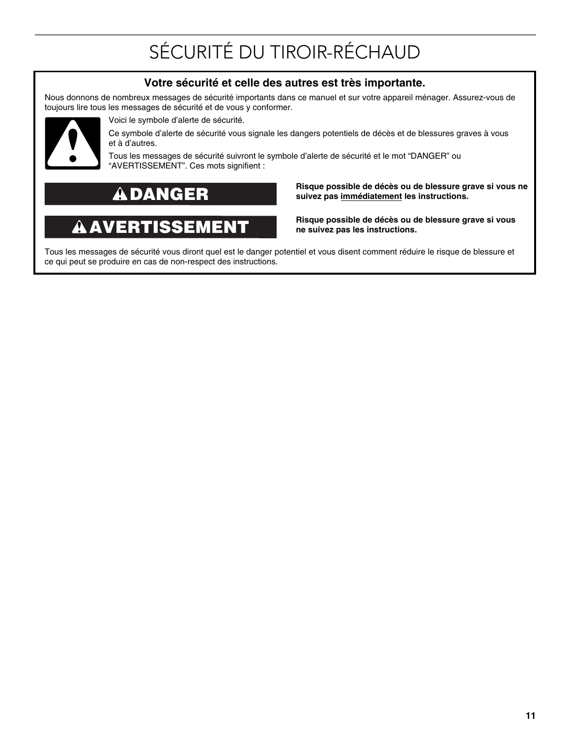# SÉCURITÉ DU TIROIR-RÉCHAUD

## Votre sécurité et celle des autres est très importante.

Nous donnons de nombreux messages de sécurité importants dans ce manuel et sur votre appareil ménager. Assurez-vous de toujours lire tous les messages de sécurité et de vous y conformer.

Voici le symbole d'alerte de sécurité.

Ce symbole d'alerte de sécurité vous signale les dangers potentiels de décès et de blessures graves à vous et à d'autres.

Tous les messages de sécurité suivront le symbole d'alerte de sécurité et le mot "DANGER" ou "AVERTISSEMENT". Ces mots signifient :

**DANGER** — **Risque possible de décès ou de blessure grave si vous ne suivez pas immédiatement les instructions.**

**AVERTISSEMENT** — **Risque possible de décès ou de blessure grave si vous ne suivez pas les instructions.**

Tous les messages de sécurité vous diront quel est le danger potentiel et vous disent comment réduire le risque de blessure et ce qui peut se produire en cas de non-respect des instructions.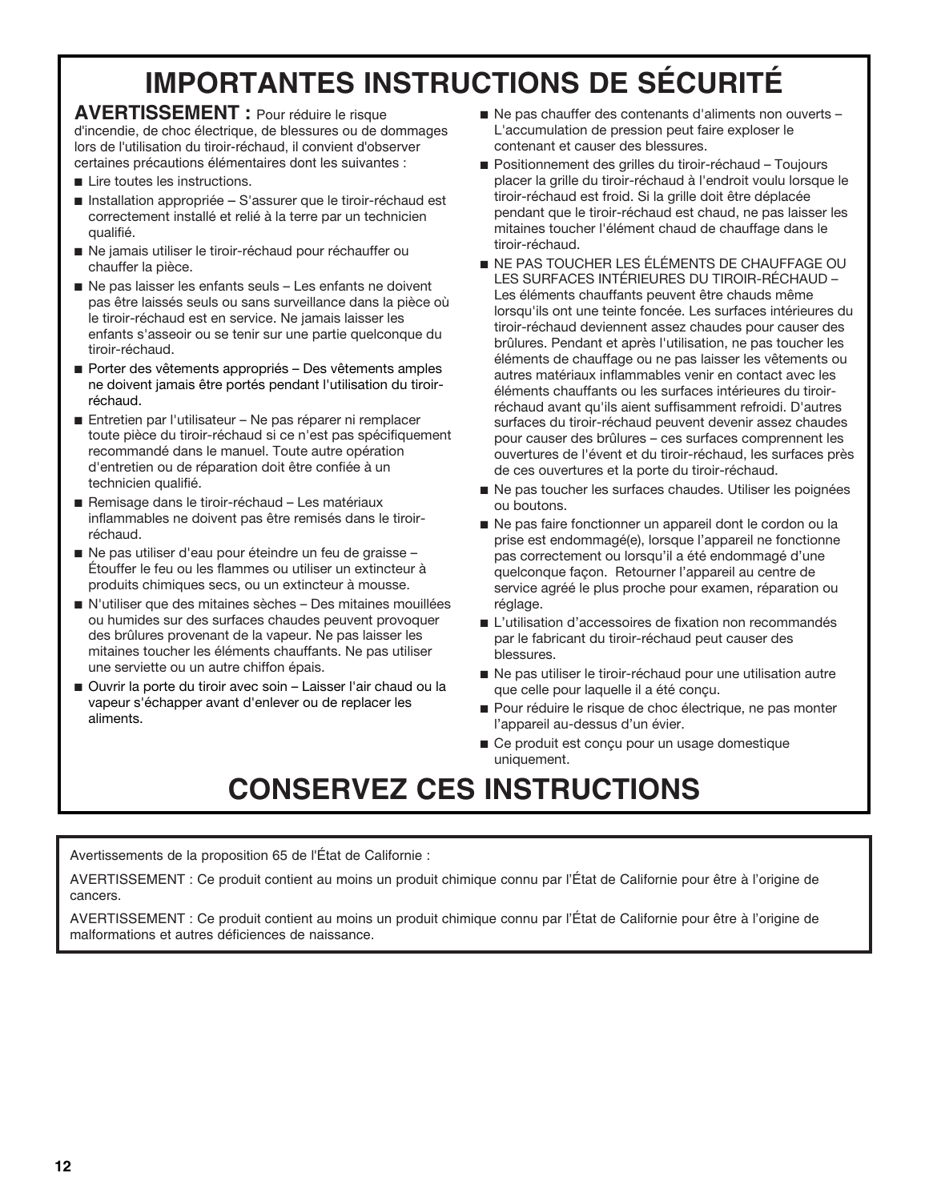# IMPORTANTES INSTRUCTIONS DE SÉCURITÉ

**AVERTISSEMENT :** Pour réduire le risque d'incendie, de choc électrique, de blessures ou de dommages lors de l'utilisation du tiroir-réchaud, il convient d'observer certaines précautions élémentaires dont les suivantes :

- Lire toutes les instructions.
- Installation appropriée – S'assurer que le tiroir-réchaud est correctement installé et relié à la terre par un technicien qualifié.
- Ne jamais utiliser le tiroir-réchaud pour réchauffer ou chauffer la pièce.
- Ne pas laisser les enfants seuls – Les enfants ne doivent pas être laissés seuls ou sans surveillance dans la pièce où le tiroir-réchaud est en service. Ne jamais laisser les enfants s'asseoir ou se tenir sur une partie quelconque du tiroir-réchaud.
- Porter des vêtements appropriés – Des vêtements amples ne doivent jamais être portés pendant l'utilisation du tiroir-réchaud.
- Entretien par l'utilisateur – Ne pas réparer ni remplacer toute pièce du tiroir-réchaud si ce n'est pas spécifiquement recommandé dans le manuel. Toute autre opération d'entretien ou de réparation doit être confiée à un technicien qualifié.
- Remisage dans le tiroir-réchaud – Les matériaux inflammables ne doivent pas être remisés dans le tiroir-réchaud.
- Ne pas utiliser d'eau pour éteindre un feu de graisse – Étouffer le feu ou les flammes ou utiliser un extincteur à produits chimiques secs, ou un extincteur à mousse.
- N'utiliser que des mitaines sèches – Des mitaines mouillées ou humides sur des surfaces chaudes peuvent provoquer des brûlures provenant de la vapeur. Ne pas laisser les mitaines toucher les éléments chauffants. Ne pas utiliser une serviette ou un autre chiffon épais.
- Ouvrir la porte du tiroir avec soin – Laisser l'air chaud ou la vapeur s'échapper avant d'enlever ou de replacer les aliments.
- Ne pas chauffer des contenants d'aliments non ouverts – L'accumulation de pression peut faire exploser le contenant et causer des blessures.
- Positionnement des grilles du tiroir-réchaud – Toujours placer la grille du tiroir-réchaud à l'endroit voulu lorsque le tiroir-réchaud est froid. Si la grille doit être déplacée pendant que le tiroir-réchaud est chaud, ne pas laisser les mitaines toucher l'élément chaud de chauffage dans le tiroir-réchaud.
- NE PAS TOUCHER LES ÉLÉMENTS DE CHAUFFAGE OU LES SURFACES INTÉRIEURES DU TIROIR-RÉCHAUD – Les éléments chauffants peuvent être chauds même lorsqu'ils ont une teinte foncée. Les surfaces intérieures du tiroir-réchaud deviennent assez chaudes pour causer des brûlures. Pendant et après l'utilisation, ne pas toucher les éléments de chauffage ou ne pas laisser les vêtements ou autres matériaux inflammables venir en contact avec les éléments chauffants ou les surfaces intérieures du tiroir-réchaud avant qu'ils aient suffisamment refroidi. D'autres surfaces du tiroir-réchaud peuvent devenir assez chaudes pour causer des brûlures – ces surfaces comprennent les ouvertures de l'évent et du tiroir-réchaud, les surfaces près de ces ouvertures et la porte du tiroir-réchaud.
- Ne pas toucher les surfaces chaudes. Utiliser les poignées ou boutons.
- Ne pas faire fonctionner un appareil dont le cordon ou la prise est endommagé(e), lorsque l'appareil ne fonctionne pas correctement ou lorsqu'il a été endommagé d'une quelconque façon. Retourner l'appareil au centre de service agréé le plus proche pour examen, réparation ou réglage.
- L'utilisation d'accessoires de fixation non recommandés par le fabricant du tiroir-réchaud peut causer des blessures.
- Ne pas utiliser le tiroir-réchaud pour une utilisation autre que celle pour laquelle il a été conçu.
- Pour réduire le risque de choc électrique, ne pas monter l'appareil au-dessus d'un évier.
- Ce produit est conçu pour un usage domestique uniquement.

# CONSERVEZ CES INSTRUCTIONS

Avertissements de la proposition 65 de l'État de Californie :

AVERTISSEMENT : Ce produit contient au moins un produit chimique connu par l'État de Californie pour être à l'origine de cancers.

AVERTISSEMENT : Ce produit contient au moins un produit chimique connu par l'État de Californie pour être à l'origine de malformations et autres déficiences de naissance.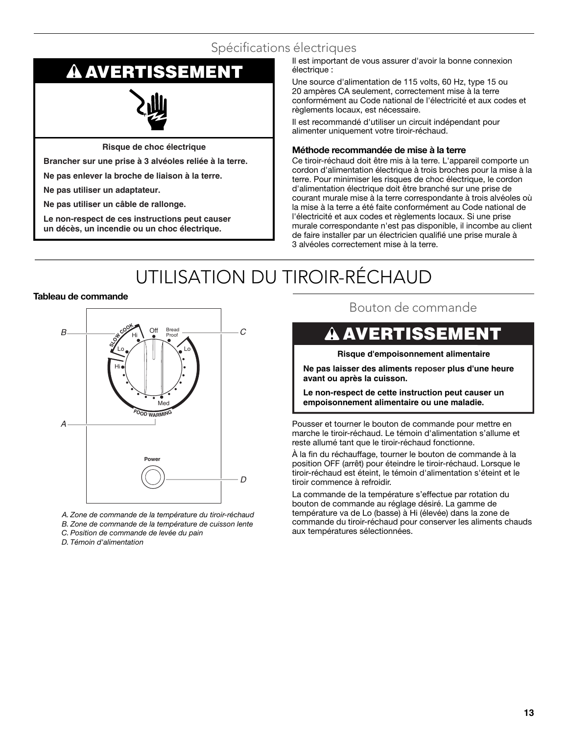## Spécifications électriques

**⚠ AVERTISSEMENT**

**Risque de choc électrique**

**Brancher sur une prise à 3 alvéoles reliée à la terre.**

**Ne pas enlever la broche de liaison à la terre.**

**Ne pas utiliser un adaptateur.**

**Ne pas utiliser un câble de rallonge.**

**Le non-respect de ces instructions peut causer un décès, un incendie ou un choc électrique.**

Il est important de vous assurer d'avoir la bonne connexion électrique :

Une source d'alimentation de 115 volts, 60 Hz, type 15 ou 20 ampères CA seulement, correctement mise à la terre conformément au Code national de l'électricité et aux codes et règlements locaux, est nécessaire.

Il est recommandé d'utiliser un circuit indépendant pour alimenter uniquement votre tiroir-réchaud.

### Méthode recommandée de mise à la terre

Ce tiroir-réchaud doit être mis à la terre. L'appareil comporte un cordon d'alimentation électrique à trois broches pour la mise à la terre. Pour minimiser les risques de choc électrique, le cordon d'alimentation électrique doit être branché sur une prise de courant murale mise à la terre correspondante à trois alvéoles où la mise à la terre a été faite conformément au Code national de l'électricité et aux codes et règlements locaux. Si une prise murale correspondante n'est pas disponible, il incombe au client de faire installer par un électricien qualifié une prise murale à 3 alvéoles correctement mise à la terre.

# UTILISATION DU TIROIR-RÉCHAUD

**Tableau de commande**

SLOW COOK
Hi
Off
Bread Proof
Lo
Lo
Hi
Med
FOOD WARMING
Power
A
B
C
D

*A. Zone de commande de la température du tiroir-réchaud*
*B. Zone de commande de la température de cuisson lente*
*C. Position de commande de levée du pain*
*D. Témoin d'alimentation*

## Bouton de commande

**⚠ AVERTISSEMENT**

**Risque d'empoisonnement alimentaire**

**Ne pas laisser des aliments reposer plus d'une heure avant ou après la cuisson.**

**Le non-respect de cette instruction peut causer un empoisonnement alimentaire ou une maladie.**

Pousser et tourner le bouton de commande pour mettre en marche le tiroir-réchaud. Le témoin d'alimentation s'allume et reste allumé tant que le tiroir-réchaud fonctionne.

À la fin du réchauffage, tourner le bouton de commande à la position OFF (arrêt) pour éteindre le tiroir-réchaud. Lorsque le tiroir-réchaud est éteint, le témoin d'alimentation s'éteint et le tiroir commence à refroidir.

La commande de la température s'effectue par rotation du bouton de commande au réglage désiré. La gamme de température va de Lo (basse) à Hi (élevée) dans la zone de commande du tiroir-réchaud pour conserver les aliments chauds aux températures sélectionnées.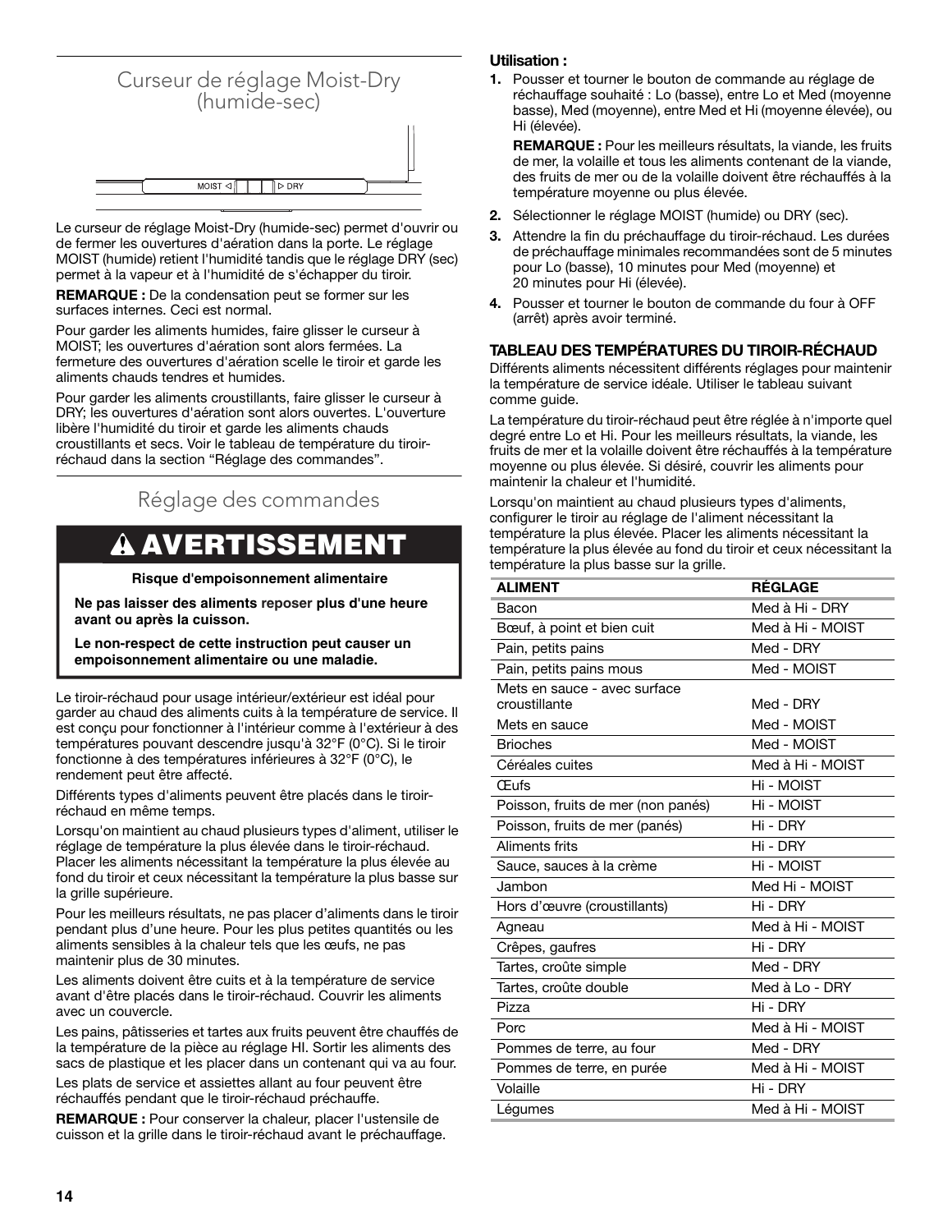## Curseur de réglage Moist-Dry (humide-sec)

MOIST ◁ ▷ DRY

Le curseur de réglage Moist-Dry (humide-sec) permet d'ouvrir ou de fermer les ouvertures d'aération dans la porte. Le réglage MOIST (humide) retient l'humidité tandis que le réglage DRY (sec) permet à la vapeur et à l'humidité de s'échapper du tiroir.

**REMARQUE :** De la condensation peut se former sur les surfaces internes. Ceci est normal.

Pour garder les aliments humides, faire glisser le curseur à MOIST; les ouvertures d'aération sont alors fermées. La fermeture des ouvertures d'aération scelle le tiroir et garde les aliments chauds tendres et humides.

Pour garder les aliments croustillants, faire glisser le curseur à DRY; les ouvertures d'aération sont alors ouvertes. L'ouverture libère l'humidité du tiroir et garde les aliments chauds croustillants et secs. Voir le tableau de température du tiroir-réchaud dans la section "Réglage des commandes".

## Réglage des commandes

**⚠ AVERTISSEMENT**

**Risque d'empoisonnement alimentaire**

**Ne pas laisser des aliments reposer plus d'une heure avant ou après la cuisson.**

**Le non-respect de cette instruction peut causer un empoisonnement alimentaire ou une maladie.**

Le tiroir-réchaud pour usage intérieur/extérieur est idéal pour garder au chaud des aliments cuits à la température de service. Il est conçu pour fonctionner à l'intérieur comme à l'extérieur à des températures pouvant descendre jusqu'à 32°F (0°C). Si le tiroir fonctionne à des températures inférieures à 32°F (0°C), le rendement peut être affecté.

Différents types d'aliments peuvent être placés dans le tiroir-réchaud en même temps.

Lorsqu'on maintient au chaud plusieurs types d'aliment, utiliser le réglage de température la plus élevée dans le tiroir-réchaud. Placer les aliments nécessitant la température la plus élevée au fond du tiroir et ceux nécessitant la température la plus basse sur la grille supérieure.

Pour les meilleurs résultats, ne pas placer d'aliments dans le tiroir pendant plus d'une heure. Pour les plus petites quantités ou les aliments sensibles à la chaleur tels que les œufs, ne pas maintenir plus de 30 minutes.

Les aliments doivent être cuits et à la température de service avant d'être placés dans le tiroir-réchaud. Couvrir les aliments avec un couvercle.

Les pains, pâtisseries et tartes aux fruits peuvent être chauffés de la température de la pièce au réglage HI. Sortir les aliments des sacs de plastique et les placer dans un contenant qui va au four.

Les plats de service et assiettes allant au four peuvent être réchauffés pendant que le tiroir-réchaud préchauffe.

**REMARQUE :** Pour conserver la chaleur, placer l'ustensile de cuisson et la grille dans le tiroir-réchaud avant le préchauffage.

**Utilisation :**

1. Pousser et tourner le bouton de commande au réglage de réchauffage souhaité : Lo (basse), entre Lo et Med (moyenne basse), Med (moyenne), entre Med et Hi (moyenne élevée), ou Hi (élevée).

   **REMARQUE :** Pour les meilleurs résultats, la viande, les fruits de mer, la volaille et tous les aliments contenant de la viande, des fruits de mer ou de la volaille doivent être réchauffés à la température moyenne ou plus élevée.

2. Sélectionner le réglage MOIST (humide) ou DRY (sec).
3. Attendre la fin du préchauffage du tiroir-réchaud. Les durées de préchauffage minimales recommandées sont de 5 minutes pour Lo (basse), 10 minutes pour Med (moyenne) et 20 minutes pour Hi (élevée).
4. Pousser et tourner le bouton de commande du four à OFF (arrêt) après avoir terminé.

### TABLEAU DES TEMPÉRATURES DU TIROIR-RÉCHAUD

Différents aliments nécessitent différents réglages pour maintenir la température de service idéale. Utiliser le tableau suivant comme guide.

La température du tiroir-réchaud peut être réglée à n'importe quel degré entre Lo et Hi. Pour les meilleurs résultats, la viande, les fruits de mer et la volaille doivent être réchauffés à la température moyenne ou plus élevée. Si désiré, couvrir les aliments pour maintenir la chaleur et l'humidité.

Lorsqu'on maintient au chaud plusieurs types d'aliments, configurer le tiroir au réglage de l'aliment nécessitant la température la plus élevée. Placer les aliments nécessitant la température la plus élevée au fond du tiroir et ceux nécessitant la température la plus basse sur la grille.

| ALIMENT | RÉGLAGE |
|---|---|
| Bacon | Med à Hi - DRY |
| Bœuf, à point et bien cuit | Med à Hi - MOIST |
| Pain, petits pains | Med - DRY |
| Pain, petits pains mous | Med - MOIST |
| Mets en sauce - avec surface croustillante | Med - DRY |
| Mets en sauce | Med - MOIST |
| Brioches | Med - MOIST |
| Céréales cuites | Med à Hi - MOIST |
| Œufs | Hi - MOIST |
| Poisson, fruits de mer (non panés) | Hi - MOIST |
| Poisson, fruits de mer (panés) | Hi - DRY |
| Aliments frits | Hi - DRY |
| Sauce, sauces à la crème | Hi - MOIST |
| Jambon | Med Hi - MOIST |
| Hors d'œuvre (croustillants) | Hi - DRY |
| Agneau | Med à Hi - MOIST |
| Crêpes, gaufres | Hi - DRY |
| Tartes, croûte simple | Med - DRY |
| Tartes, croûte double | Med à Lo - DRY |
| Pizza | Hi - DRY |
| Porc | Med à Hi - MOIST |
| Pommes de terre, au four | Med - DRY |
| Pommes de terre, en purée | Med à Hi - MOIST |
| Volaille | Hi - DRY |
| Légumes | Med à Hi - MOIST |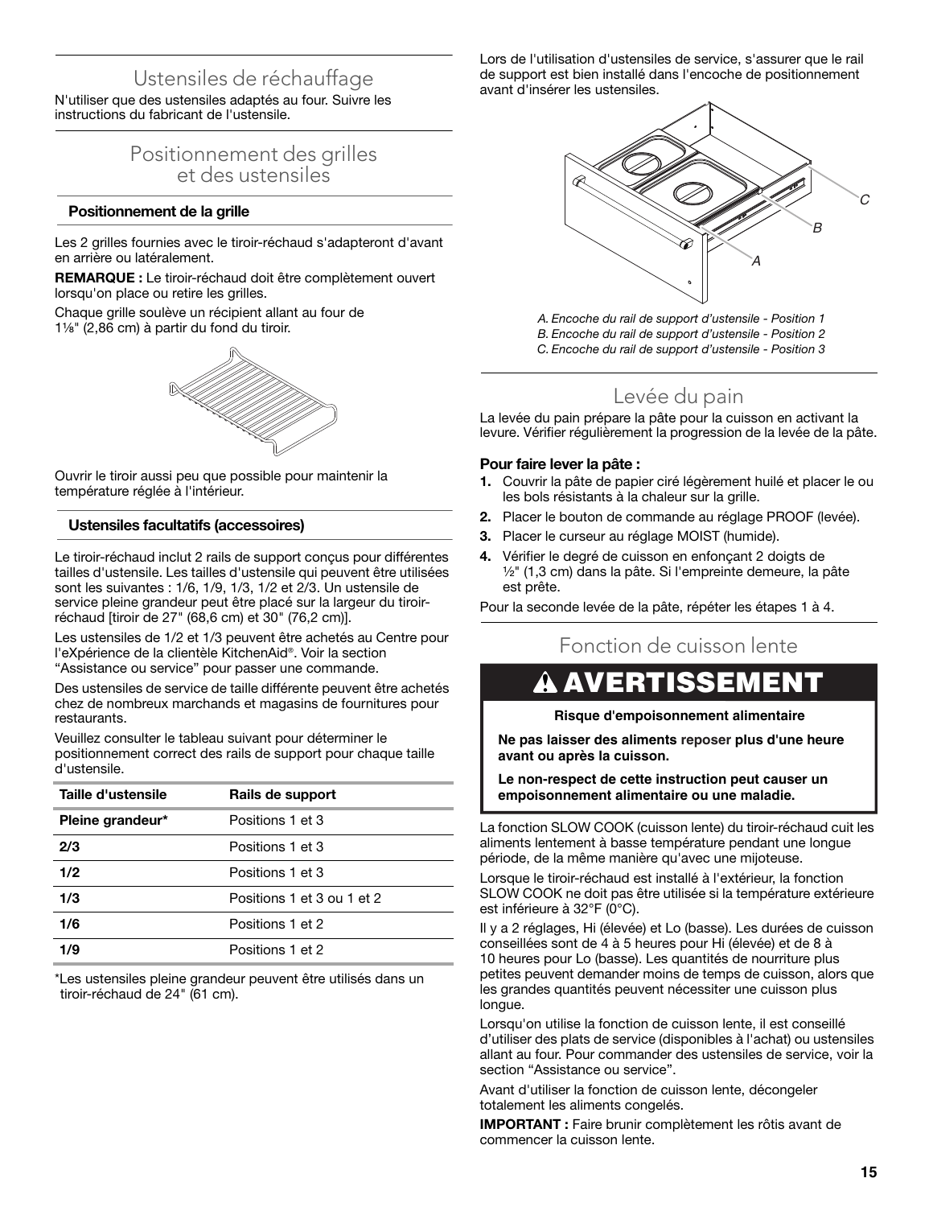## Ustensiles de réchauffage

N'utiliser que des ustensiles adaptés au four. Suivre les instructions du fabricant de l'ustensile.

## Positionnement des grilles et des ustensiles

### Positionnement de la grille

Les 2 grilles fournies avec le tiroir-réchaud s'adapteront d'avant en arrière ou latéralement.

**REMARQUE :** Le tiroir-réchaud doit être complètement ouvert lorsqu'on place ou retire les grilles.

Chaque grille soulève un récipient allant au four de 1⅛" (2,86 cm) à partir du fond du tiroir.

Ouvrir le tiroir aussi peu que possible pour maintenir la température réglée à l'intérieur.

### Ustensiles facultatifs (accessoires)

Le tiroir-réchaud inclut 2 rails de support conçus pour différentes tailles d'ustensile. Les tailles d'ustensile qui peuvent être utilisées sont les suivantes : 1/6, 1/9, 1/3, 1/2 et 2/3. Un ustensile de service pleine grandeur peut être placé sur la largeur du tiroir-réchaud [tiroir de 27" (68,6 cm) et 30" (76,2 cm)].

Les ustensiles de 1/2 et 1/3 peuvent être achetés au Centre pour l'eXpérience de la clientèle KitchenAid®. Voir la section “Assistance ou service” pour passer une commande.

Des ustensiles de service de taille différente peuvent être achetés chez de nombreux marchands et magasins de fournitures pour restaurants.

Veuillez consulter le tableau suivant pour déterminer le positionnement correct des rails de support pour chaque taille d'ustensile.

| Taille d'ustensile | Rails de support |
|---|---|
| **Pleine grandeur*** | Positions 1 et 3 |
| **2/3** | Positions 1 et 3 |
| **1/2** | Positions 1 et 3 |
| **1/3** | Positions 1 et 3 ou 1 et 2 |
| **1/6** | Positions 1 et 2 |
| **1/9** | Positions 1 et 2 |

*Les ustensiles pleine grandeur peuvent être utilisés dans un tiroir-réchaud de 24" (61 cm).

Lors de l'utilisation d'ustensiles de service, s'assurer que le rail de support est bien installé dans l'encoche de positionnement avant d'insérer les ustensiles.

A. Encoche du rail de support d'ustensile - Position 1
B. Encoche du rail de support d'ustensile - Position 2
C. Encoche du rail de support d'ustensile - Position 3

## Levée du pain

La levée du pain prépare la pâte pour la cuisson en activant la levure. Vérifier régulièrement la progression de la levée de la pâte.

**Pour faire lever la pâte :**

1. Couvrir la pâte de papier ciré légèrement huilé et placer le ou les bols résistants à la chaleur sur la grille.
2. Placer le bouton de commande au réglage PROOF (levée).
3. Placer le curseur au réglage MOIST (humide).
4. Vérifier le degré de cuisson en enfonçant 2 doigts de ½" (1,3 cm) dans la pâte. Si l'empreinte demeure, la pâte est prête.

Pour la seconde levée de la pâte, répéter les étapes 1 à 4.

## Fonction de cuisson lente

**⚠ AVERTISSEMENT**

**Risque d'empoisonnement alimentaire**

**Ne pas laisser des aliments reposer plus d'une heure avant ou après la cuisson.**

**Le non-respect de cette instruction peut causer un empoisonnement alimentaire ou une maladie.**

La fonction SLOW COOK (cuisson lente) du tiroir-réchaud cuit les aliments lentement à basse température pendant une longue période, de la même manière qu'avec une mijoteuse.

Lorsque le tiroir-réchaud est installé à l'extérieur, la fonction SLOW COOK ne doit pas être utilisée si la température extérieure est inférieure à 32°F (0°C).

Il y a 2 réglages, Hi (élevée) et Lo (basse). Les durées de cuisson conseillées sont de 4 à 5 heures pour Hi (élevée) et de 8 à 10 heures pour Lo (basse). Les quantités de nourriture plus petites peuvent demander moins de temps de cuisson, alors que les grandes quantités peuvent nécessiter une cuisson plus longue.

Lorsqu'on utilise la fonction de cuisson lente, il est conseillé d'utiliser des plats de service (disponibles à l'achat) ou ustensiles allant au four. Pour commander des ustensiles de service, voir la section “Assistance ou service”.

Avant d'utiliser la fonction de cuisson lente, décongeler totalement les aliments congelés.

**IMPORTANT :** Faire brunir complètement les rôtis avant de commencer la cuisson lente.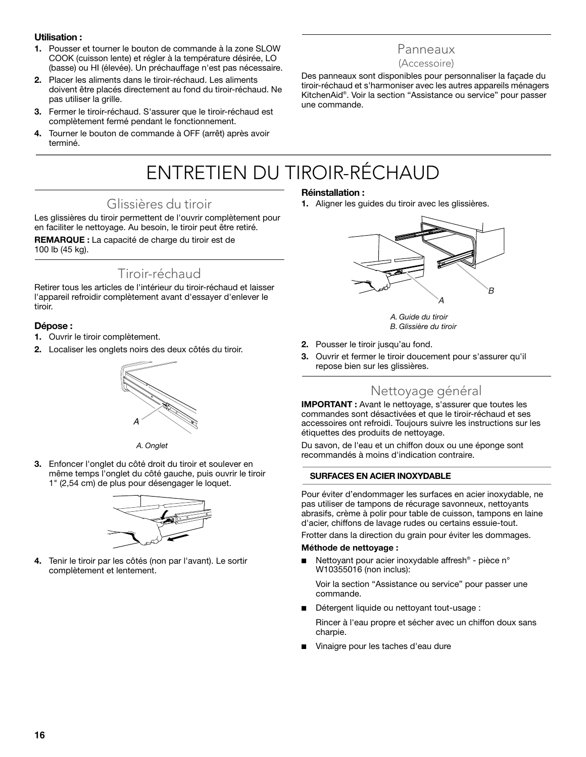**Utilisation :**

1. Pousser et tourner le bouton de commande à la zone SLOW COOK (cuisson lente) et régler à la température désirée, LO (basse) ou HI (élevée). Un préchauffage n'est pas nécessaire.
2. Placer les aliments dans le tiroir-réchaud. Les aliments doivent être placés directement au fond du tiroir-réchaud. Ne pas utiliser la grille.
3. Fermer le tiroir-réchaud. S'assurer que le tiroir-réchaud est complètement fermé pendant le fonctionnement.
4. Tourner le bouton de commande à OFF (arrêt) après avoir terminé.

## Panneaux

(Accessoire)

Des panneaux sont disponibles pour personnaliser la façade du tiroir-réchaud et s'harmoniser avec les autres appareils ménagers KitchenAid®. Voir la section "Assistance ou service" pour passer une commande.

# ENTRETIEN DU TIROIR-RÉCHAUD

## Glissières du tiroir

Les glissières du tiroir permettent de l'ouvrir complètement pour en faciliter le nettoyage. Au besoin, le tiroir peut être retiré.

**REMARQUE :** La capacité de charge du tiroir est de 100 lb (45 kg).

## Tiroir-réchaud

Retirer tous les articles de l'intérieur du tiroir-réchaud et laisser l'appareil refroidir complètement avant d'essayer d'enlever le tiroir.

**Dépose :**

1. Ouvrir le tiroir complètement.
2. Localiser les onglets noirs des deux côtés du tiroir.

A

*A. Onglet*

3. Enfoncer l'onglet du côté droit du tiroir et soulever en même temps l'onglet du côté gauche, puis ouvrir le tiroir 1" (2,54 cm) de plus pour désengager le loquet.
4. Tenir le tiroir par les côtés (non par l'avant). Le sortir complètement et lentement.

**Réinstallation :**

1. Aligner les guides du tiroir avec les glissières.

A
B

*A. Guide du tiroir*
*B. Glissière du tiroir*

2. Pousser le tiroir jusqu'au fond.
3. Ouvrir et fermer le tiroir doucement pour s'assurer qu'il repose bien sur les glissières.

## Nettoyage général

**IMPORTANT :** Avant le nettoyage, s'assurer que toutes les commandes sont désactivées et que le tiroir-réchaud et ses accessoires ont refroidi. Toujours suivre les instructions sur les étiquettes des produits de nettoyage.

Du savon, de l'eau et un chiffon doux ou une éponge sont recommandés à moins d'indication contraire.

**SURFACES EN ACIER INOXYDABLE**

Pour éviter d'endommager les surfaces en acier inoxydable, ne pas utiliser de tampons de récurage savonneux, nettoyants abrasifs, crème à polir pour table de cuisson, tampons en laine d'acier, chiffons de lavage rudes ou certains essuie-tout.

Frotter dans la direction du grain pour éviter les dommages.

**Méthode de nettoyage :**

- Nettoyant pour acier inoxydable affresh® - pièce n° W10355016 (non inclus):

  Voir la section "Assistance ou service" pour passer une commande.

- Détergent liquide ou nettoyant tout-usage :

  Rincer à l'eau propre et sécher avec un chiffon doux sans charpie.

- Vinaigre pour les taches d'eau dure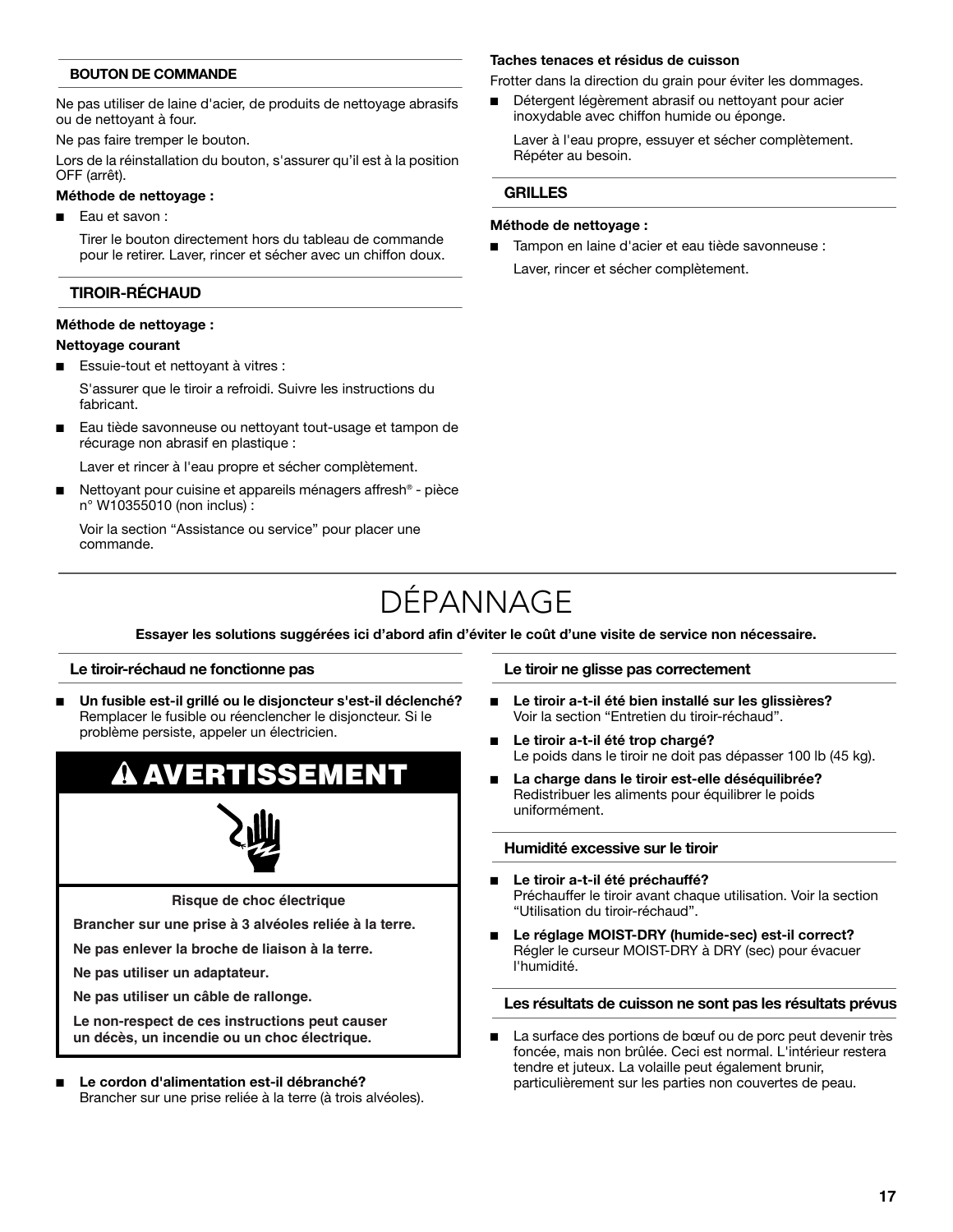### BOUTON DE COMMANDE

Ne pas utiliser de laine d'acier, de produits de nettoyage abrasifs ou de nettoyant à four.

Ne pas faire tremper le bouton.

Lors de la réinstallation du bouton, s'assurer qu'il est à la position OFF (arrêt).

**Méthode de nettoyage :**

- Eau et savon :

  Tirer le bouton directement hors du tableau de commande pour le retirer. Laver, rincer et sécher avec un chiffon doux.

### TIROIR-RÉCHAUD

**Méthode de nettoyage :**

**Nettoyage courant**

- Essuie-tout et nettoyant à vitres :

  S'assurer que le tiroir a refroidi. Suivre les instructions du fabricant.

- Eau tiède savonneuse ou nettoyant tout-usage et tampon de récurage non abrasif en plastique :

  Laver et rincer à l'eau propre et sécher complètement.

- Nettoyant pour cuisine et appareils ménagers affresh® - pièce n° W10355010 (non inclus) :

  Voir la section “Assistance ou service” pour placer une commande.

**Taches tenaces et résidus de cuisson**

Frotter dans la direction du grain pour éviter les dommages.

- Détergent légèrement abrasif ou nettoyant pour acier inoxydable avec chiffon humide ou éponge.

  Laver à l'eau propre, essuyer et sécher complètement. Répéter au besoin.

### GRILLES

**Méthode de nettoyage :**

- Tampon en laine d'acier et eau tiède savonneuse :

  Laver, rincer et sécher complètement.

# DÉPANNAGE

**Essayer les solutions suggérées ici d’abord afin d’éviter le coût d’une visite de service non nécessaire.**

### Le tiroir-réchaud ne fonctionne pas

- **Un fusible est-il grillé ou le disjoncteur s'est-il déclenché?** Remplacer le fusible ou réenclencher le disjoncteur. Si le problème persiste, appeler un électricien.

**⚠ AVERTISSEMENT**

**Risque de choc électrique**

**Brancher sur une prise à 3 alvéoles reliée à la terre.**

**Ne pas enlever la broche de liaison à la terre.**

**Ne pas utiliser un adaptateur.**

**Ne pas utiliser un câble de rallonge.**

**Le non-respect de ces instructions peut causer un décès, un incendie ou un choc électrique.**

- **Le cordon d'alimentation est-il débranché?** Brancher sur une prise reliée à la terre (à trois alvéoles).

### Le tiroir ne glisse pas correctement

- **Le tiroir a-t-il été bien installé sur les glissières?** Voir la section “Entretien du tiroir-réchaud”.
- **Le tiroir a-t-il été trop chargé?** Le poids dans le tiroir ne doit pas dépasser 100 lb (45 kg).
- **La charge dans le tiroir est-elle déséquilibrée?** Redistribuer les aliments pour équilibrer le poids uniformément.

### Humidité excessive sur le tiroir

- **Le tiroir a-t-il été préchauffé?** Préchauffer le tiroir avant chaque utilisation. Voir la section “Utilisation du tiroir-réchaud”.
- **Le réglage MOIST-DRY (humide-sec) est-il correct?** Régler le curseur MOIST-DRY à DRY (sec) pour évacuer l'humidité.

### Les résultats de cuisson ne sont pas les résultats prévus

- La surface des portions de bœuf ou de porc peut devenir très foncée, mais non brûlée. Ceci est normal. L'intérieur restera tendre et juteux. La volaille peut également brunir, particulièrement sur les parties non couvertes de peau.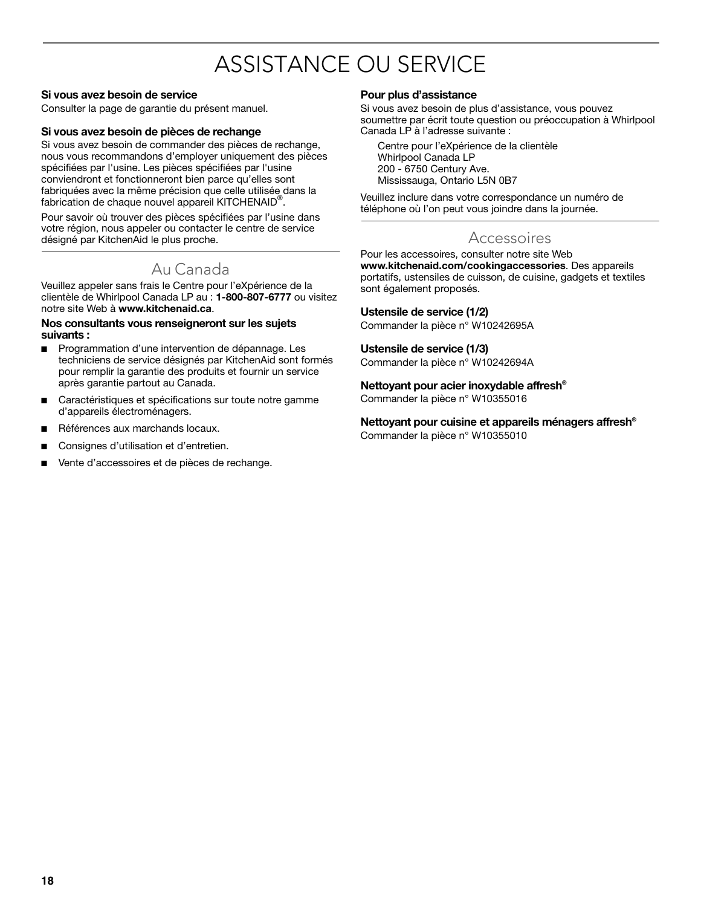# ASSISTANCE OU SERVICE

**Si vous avez besoin de service**

Consulter la page de garantie du présent manuel.

**Si vous avez besoin de pièces de rechange**

Si vous avez besoin de commander des pièces de rechange, nous vous recommandons d'employer uniquement des pièces spécifiées par l'usine. Les pièces spécifiées par l'usine conviendront et fonctionneront bien parce qu'elles sont fabriquées avec la même précision que celle utilisée dans la fabrication de chaque nouvel appareil KITCHENAID®.

Pour savoir où trouver des pièces spécifiées par l'usine dans votre région, nous appeler ou contacter le centre de service désigné par KitchenAid le plus proche.

## Au Canada

Veuillez appeler sans frais le Centre pour l'eXpérience de la clientèle de Whirlpool Canada LP au : **1-800-807-6777** ou visitez notre site Web à **www.kitchenaid.ca**.

**Nos consultants vous renseigneront sur les sujets suivants :**

- Programmation d'une intervention de dépannage. Les techniciens de service désignés par KitchenAid sont formés pour remplir la garantie des produits et fournir un service après garantie partout au Canada.
- Caractéristiques et spécifications sur toute notre gamme d'appareils électroménagers.
- Références aux marchands locaux.
- Consignes d'utilisation et d'entretien.
- Vente d'accessoires et de pièces de rechange.

**Pour plus d'assistance**

Si vous avez besoin de plus d'assistance, vous pouvez soumettre par écrit toute question ou préoccupation à Whirlpool Canada LP à l'adresse suivante :

Centre pour l'eXpérience de la clientèle
Whirlpool Canada LP
200 - 6750 Century Ave.
Mississauga, Ontario L5N 0B7

Veuillez inclure dans votre correspondance un numéro de téléphone où l'on peut vous joindre dans la journée.

## Accessoires

Pour les accessoires, consulter notre site Web **www.kitchenaid.com/cookingaccessories**. Des appareils portatifs, ustensiles de cuisson, de cuisine, gadgets et textiles sont également proposés.

**Ustensile de service (1/2)**

Commander la pièce n° W10242695A

**Ustensile de service (1/3)**

Commander la pièce n° W10242694A

**Nettoyant pour acier inoxydable affresh®**

Commander la pièce n° W10355016

**Nettoyant pour cuisine et appareils ménagers affresh®**

Commander la pièce n° W10355010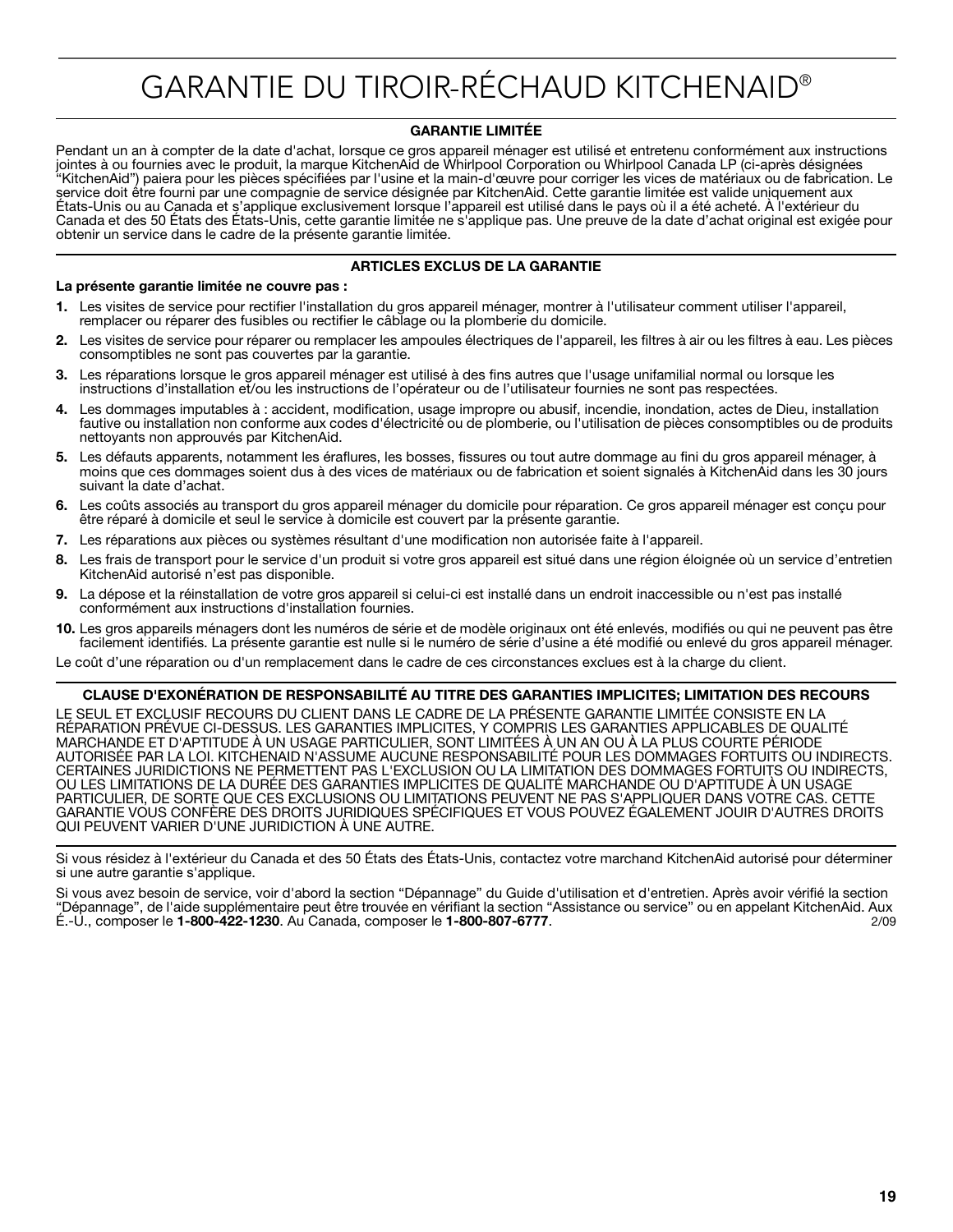# GARANTIE DU TIROIR-RÉCHAUD KITCHENAID®

**GARANTIE LIMITÉE**

Pendant un an à compter de la date d'achat, lorsque ce gros appareil ménager est utilisé et entretenu conformément aux instructions jointes à ou fournies avec le produit, la marque KitchenAid de Whirlpool Corporation ou Whirlpool Canada LP (ci-après désignées "KitchenAid") paiera pour les pièces spécifiées par l'usine et la main-d'œuvre pour corriger les vices de matériaux ou de fabrication. Le service doit être fourni par une compagnie de service désignée par KitchenAid. Cette garantie limitée est valide uniquement aux États-Unis ou au Canada et s'applique exclusivement lorsque l'appareil est utilisé dans le pays où il a été acheté. À l'extérieur du Canada et des 50 États des États-Unis, cette garantie limitée ne s'applique pas. Une preuve de la date d'achat original est exigée pour obtenir un service dans le cadre de la présente garantie limitée.

**ARTICLES EXCLUS DE LA GARANTIE**

**La présente garantie limitée ne couvre pas :**

1. Les visites de service pour rectifier l'installation du gros appareil ménager, montrer à l'utilisateur comment utiliser l'appareil, remplacer ou réparer des fusibles ou rectifier le câblage ou la plomberie du domicile.
2. Les visites de service pour réparer ou remplacer les ampoules électriques de l'appareil, les filtres à air ou les filtres à eau. Les pièces consomptibles ne sont pas couvertes par la garantie.
3. Les réparations lorsque le gros appareil ménager est utilisé à des fins autres que l'usage unifamilial normal ou lorsque les instructions d'installation et/ou les instructions de l'opérateur ou de l'utilisateur fournies ne sont pas respectées.
4. Les dommages imputables à : accident, modification, usage impropre ou abusif, incendie, inondation, actes de Dieu, installation fautive ou installation non conforme aux codes d'électricité ou de plomberie, ou l'utilisation de pièces consomptibles ou de produits nettoyants non approuvés par KitchenAid.
5. Les défauts apparents, notamment les éraflures, les bosses, fissures ou tout autre dommage au fini du gros appareil ménager, à moins que ces dommages soient dus à des vices de matériaux ou de fabrication et soient signalés à KitchenAid dans les 30 jours suivant la date d'achat.
6. Les coûts associés au transport du gros appareil ménager du domicile pour réparation. Ce gros appareil ménager est conçu pour être réparé à domicile et seul le service à domicile est couvert par la présente garantie.
7. Les réparations aux pièces ou systèmes résultant d'une modification non autorisée faite à l'appareil.
8. Les frais de transport pour le service d'un produit si votre gros appareil est situé dans une région éloignée où un service d'entretien KitchenAid autorisé n'est pas disponible.
9. La dépose et la réinstallation de votre gros appareil si celui-ci est installé dans un endroit inaccessible ou n'est pas installé conformément aux instructions d'installation fournies.
10. Les gros appareils ménagers dont les numéros de série et de modèle originaux ont été enlevés, modifiés ou qui ne peuvent pas être facilement identifiés. La présente garantie est nulle si le numéro de série d'usine a été modifié ou enlevé du gros appareil ménager.

Le coût d'une réparation ou d'un remplacement dans le cadre de ces circonstances exclues est à la charge du client.

**CLAUSE D'EXONÉRATION DE RESPONSABILITÉ AU TITRE DES GARANTIES IMPLICITES; LIMITATION DES RECOURS**

LE SEUL ET EXCLUSIF RECOURS DU CLIENT DANS LE CADRE DE LA PRÉSENTE GARANTIE LIMITÉE CONSISTE EN LA RÉPARATION PRÉVUE CI-DESSUS. LES GARANTIES IMPLICITES, Y COMPRIS LES GARANTIES APPLICABLES DE QUALITÉ MARCHANDE ET D'APTITUDE À UN USAGE PARTICULIER, SONT LIMITÉES À UN AN OU À LA PLUS COURTE PÉRIODE AUTORISÉE PAR LA LOI. KITCHENAID N'ASSUME AUCUNE RESPONSABILITÉ POUR LES DOMMAGES FORTUITS OU INDIRECTS. CERTAINES JURIDICTIONS NE PERMETTENT PAS L'EXCLUSION OU LA LIMITATION DES DOMMAGES FORTUITS OU INDIRECTS, OU LES LIMITATIONS DE LA DURÉE DES GARANTIES IMPLICITES DE QUALITÉ MARCHANDE OU D'APTITUDE À UN USAGE PARTICULIER, DE SORTE QUE CES EXCLUSIONS OU LIMITATIONS PEUVENT NE PAS S'APPLIQUER DANS VOTRE CAS. CETTE GARANTIE VOUS CONFÈRE DES DROITS JURIDIQUES SPÉCIFIQUES ET VOUS POUVEZ ÉGALEMENT JOUIR D'AUTRES DROITS QUI PEUVENT VARIER D'UNE JURIDICTION À UNE AUTRE.

Si vous résidez à l'extérieur du Canada et des 50 États des États-Unis, contactez votre marchand KitchenAid autorisé pour déterminer si une autre garantie s'applique.

Si vous avez besoin de service, voir d'abord la section "Dépannage" du Guide d'utilisation et d'entretien. Après avoir vérifié la section "Dépannage", de l'aide supplémentaire peut être trouvée en vérifiant la section "Assistance ou service" ou en appelant KitchenAid. Aux É.-U., composer le **1-800-422-1230**. Au Canada, composer le **1-800-807-6777**. 2/09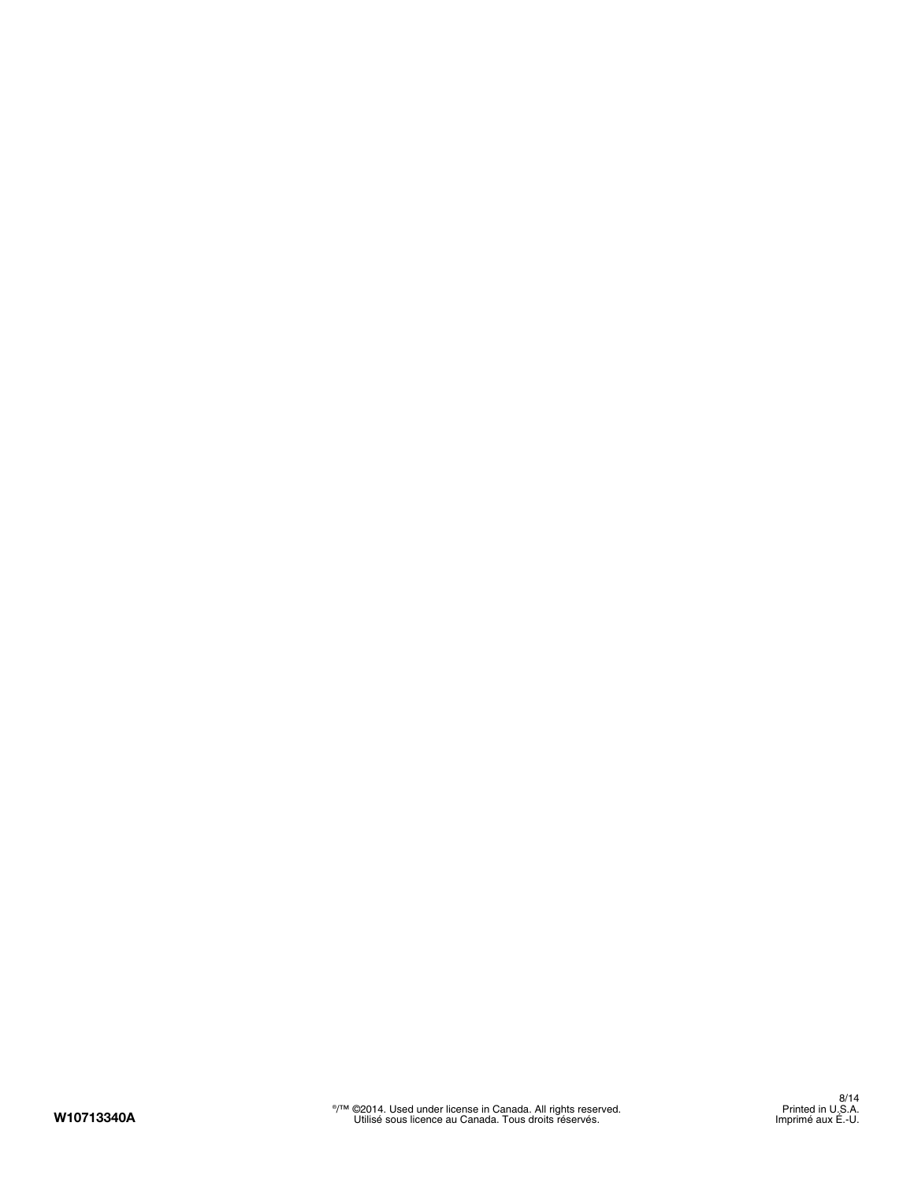W10713340A

®/™ ©2014. Used under license in Canada. All rights reserved.
Utilisé sous licence au Canada. Tous droits réservés.

8/14
Printed in U.S.A.
Imprimé aux É.-U.